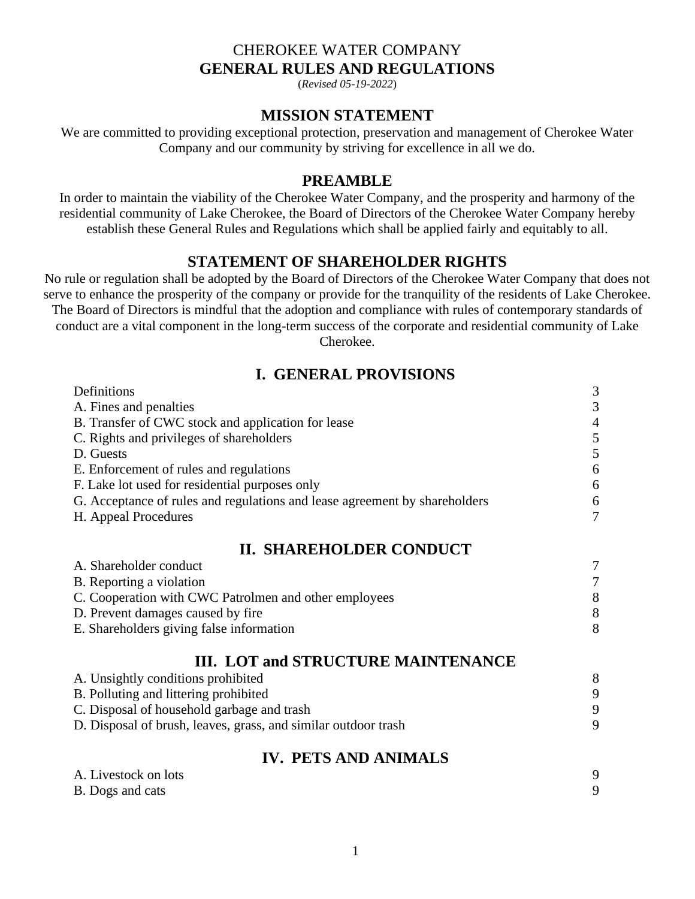# CHEROKEE WATER COMPANY
# GENERAL RULES AND REGULATIONS

(*Revised 05-19-2022*)

## MISSION STATEMENT

We are committed to providing exceptional protection, preservation and management of Cherokee Water Company and our community by striving for excellence in all we do.

## PREAMBLE

In order to maintain the viability of the Cherokee Water Company, and the prosperity and harmony of the residential community of Lake Cherokee, the Board of Directors of the Cherokee Water Company hereby establish these General Rules and Regulations which shall be applied fairly and equitably to all.

## STATEMENT OF SHAREHOLDER RIGHTS

No rule or regulation shall be adopted by the Board of Directors of the Cherokee Water Company that does not serve to enhance the prosperity of the company or provide for the tranquility of the residents of Lake Cherokee. The Board of Directors is mindful that the adoption and compliance with rules of contemporary standards of conduct are a vital component in the long-term success of the corporate and residential community of Lake Cherokee.

## I. GENERAL PROVISIONS

| | |
|---|---|
| Definitions | 3 |
| A. Fines and penalties | 3 |
| B. Transfer of CWC stock and application for lease | 4 |
| C. Rights and privileges of shareholders | 5 |
| D. Guests | 5 |
| E. Enforcement of rules and regulations | 6 |
| F. Lake lot used for residential purposes only | 6 |
| G. Acceptance of rules and regulations and lease agreement by shareholders | 6 |
| H. Appeal Procedures | 7 |

## II. SHAREHOLDER CONDUCT

| | |
|---|---|
| A. Shareholder conduct | 7 |
| B. Reporting a violation | 7 |
| C. Cooperation with CWC Patrolmen and other employees | 8 |
| D. Prevent damages caused by fire | 8 |
| E. Shareholders giving false information | 8 |

## III. LOT and STRUCTURE MAINTENANCE

| | |
|---|---|
| A. Unsightly conditions prohibited | 8 |
| B. Polluting and littering prohibited | 9 |
| C. Disposal of household garbage and trash | 9 |
| D. Disposal of brush, leaves, grass, and similar outdoor trash | 9 |

## IV. PETS AND ANIMALS

| | |
|---|---|
| A. Livestock on lots | 9 |
| B. Dogs and cats | 9 |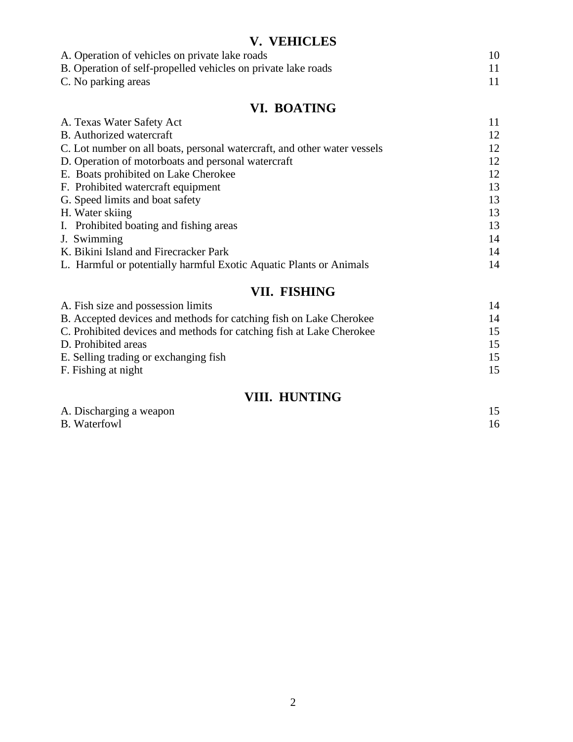## V. VEHICLES

| | |
|---|---|
| A. Operation of vehicles on private lake roads | 10 |
| B. Operation of self-propelled vehicles on private lake roads | 11 |
| C. No parking areas | 11 |

## VI. BOATING

| | |
|---|---|
| A. Texas Water Safety Act | 11 |
| B. Authorized watercraft | 12 |
| C. Lot number on all boats, personal watercraft, and other water vessels | 12 |
| D. Operation of motorboats and personal watercraft | 12 |
| E. Boats prohibited on Lake Cherokee | 12 |
| F. Prohibited watercraft equipment | 13 |
| G. Speed limits and boat safety | 13 |
| H. Water skiing | 13 |
| I. Prohibited boating and fishing areas | 13 |
| J. Swimming | 14 |
| K. Bikini Island and Firecracker Park | 14 |
| L. Harmful or potentially harmful Exotic Aquatic Plants or Animals | 14 |

## VII. FISHING

| | |
|---|---|
| A. Fish size and possession limits | 14 |
| B. Accepted devices and methods for catching fish on Lake Cherokee | 14 |
| C. Prohibited devices and methods for catching fish at Lake Cherokee | 15 |
| D. Prohibited areas | 15 |
| E. Selling trading or exchanging fish | 15 |
| F. Fishing at night | 15 |

## VIII. HUNTING

| | |
|---|---|
| A. Discharging a weapon | 15 |
| B. Waterfowl | 16 |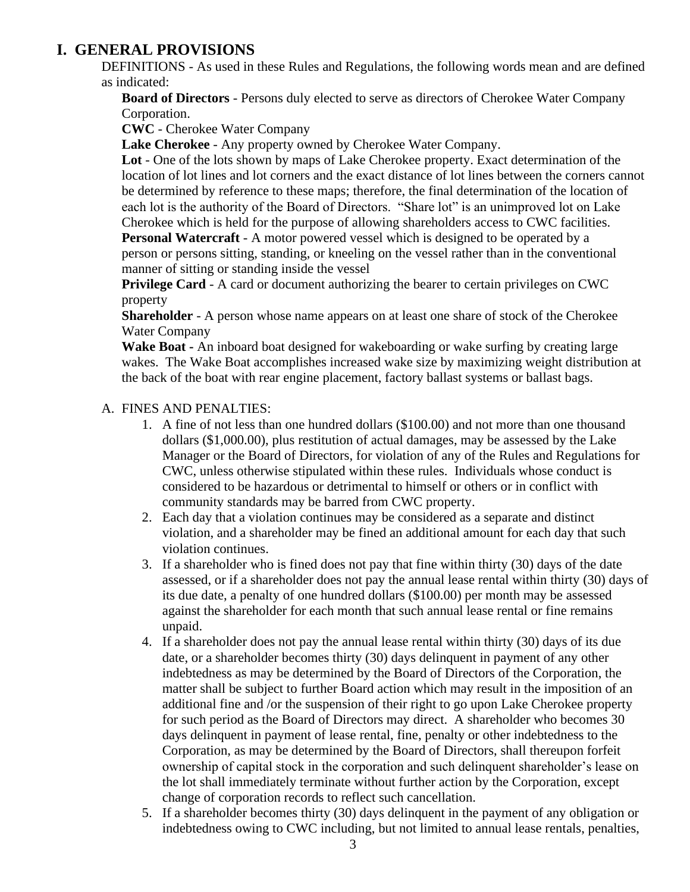# I. GENERAL PROVISIONS

DEFINITIONS - As used in these Rules and Regulations, the following words mean and are defined as indicated:

**Board of Directors** - Persons duly elected to serve as directors of Cherokee Water Company Corporation.

**CWC** - Cherokee Water Company

**Lake Cherokee** - Any property owned by Cherokee Water Company.

**Lot** - One of the lots shown by maps of Lake Cherokee property. Exact determination of the location of lot lines and lot corners and the exact distance of lot lines between the corners cannot be determined by reference to these maps; therefore, the final determination of the location of each lot is the authority of the Board of Directors. "Share lot" is an unimproved lot on Lake Cherokee which is held for the purpose of allowing shareholders access to CWC facilities.

**Personal Watercraft** - A motor powered vessel which is designed to be operated by a person or persons sitting, standing, or kneeling on the vessel rather than in the conventional manner of sitting or standing inside the vessel

**Privilege Card** - A card or document authorizing the bearer to certain privileges on CWC property

**Shareholder** - A person whose name appears on at least one share of stock of the Cherokee Water Company

**Wake Boat -** An inboard boat designed for wakeboarding or wake surfing by creating large wakes. The Wake Boat accomplishes increased wake size by maximizing weight distribution at the back of the boat with rear engine placement, factory ballast systems or ballast bags.

A. FINES AND PENALTIES:

1. A fine of not less than one hundred dollars ($100.00) and not more than one thousand dollars ($1,000.00), plus restitution of actual damages, may be assessed by the Lake Manager or the Board of Directors, for violation of any of the Rules and Regulations for CWC, unless otherwise stipulated within these rules. Individuals whose conduct is considered to be hazardous or detrimental to himself or others or in conflict with community standards may be barred from CWC property.
2. Each day that a violation continues may be considered as a separate and distinct violation, and a shareholder may be fined an additional amount for each day that such violation continues.
3. If a shareholder who is fined does not pay that fine within thirty (30) days of the date assessed, or if a shareholder does not pay the annual lease rental within thirty (30) days of its due date, a penalty of one hundred dollars ($100.00) per month may be assessed against the shareholder for each month that such annual lease rental or fine remains unpaid.
4. If a shareholder does not pay the annual lease rental within thirty (30) days of its due date, or a shareholder becomes thirty (30) days delinquent in payment of any other indebtedness as may be determined by the Board of Directors of the Corporation, the matter shall be subject to further Board action which may result in the imposition of an additional fine and /or the suspension of their right to go upon Lake Cherokee property for such period as the Board of Directors may direct. A shareholder who becomes 30 days delinquent in payment of lease rental, fine, penalty or other indebtedness to the Corporation, as may be determined by the Board of Directors, shall thereupon forfeit ownership of capital stock in the corporation and such delinquent shareholder's lease on the lot shall immediately terminate without further action by the Corporation, except change of corporation records to reflect such cancellation.
5. If a shareholder becomes thirty (30) days delinquent in the payment of any obligation or indebtedness owing to CWC including, but not limited to annual lease rentals, penalties,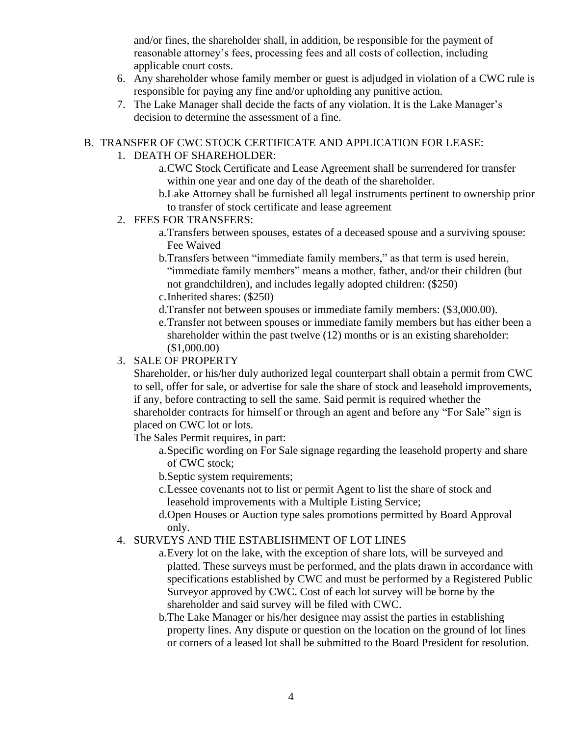and/or fines, the shareholder shall, in addition, be responsible for the payment of reasonable attorney's fees, processing fees and all costs of collection, including applicable court costs.

6. Any shareholder whose family member or guest is adjudged in violation of a CWC rule is responsible for paying any fine and/or upholding any punitive action.
7. The Lake Manager shall decide the facts of any violation. It is the Lake Manager's decision to determine the assessment of a fine.

B. TRANSFER OF CWC STOCK CERTIFICATE AND APPLICATION FOR LEASE:

1. DEATH OF SHAREHOLDER:
   a. CWC Stock Certificate and Lease Agreement shall be surrendered for transfer within one year and one day of the death of the shareholder.
   b. Lake Attorney shall be furnished all legal instruments pertinent to ownership prior to transfer of stock certificate and lease agreement
2. FEES FOR TRANSFERS:
   a. Transfers between spouses, estates of a deceased spouse and a surviving spouse: Fee Waived
   b. Transfers between "immediate family members," as that term is used herein, "immediate family members" means a mother, father, and/or their children (but not grandchildren), and includes legally adopted children: ($250)
   c. Inherited shares: ($250)
   d. Transfer not between spouses or immediate family members: ($3,000.00).
   e. Transfer not between spouses or immediate family members but has either been a shareholder within the past twelve (12) months or is an existing shareholder: ($1,000.00)
3. SALE OF PROPERTY

   Shareholder, or his/her duly authorized legal counterpart shall obtain a permit from CWC to sell, offer for sale, or advertise for sale the share of stock and leasehold improvements, if any, before contracting to sell the same. Said permit is required whether the shareholder contracts for himself or through an agent and before any "For Sale" sign is placed on CWC lot or lots.

   The Sales Permit requires, in part:
   a. Specific wording on For Sale signage regarding the leasehold property and share of CWC stock;
   b. Septic system requirements;
   c. Lessee covenants not to list or permit Agent to list the share of stock and leasehold improvements with a Multiple Listing Service;
   d. Open Houses or Auction type sales promotions permitted by Board Approval only.
4. SURVEYS AND THE ESTABLISHMENT OF LOT LINES
   a. Every lot on the lake, with the exception of share lots, will be surveyed and platted. These surveys must be performed, and the plats drawn in accordance with specifications established by CWC and must be performed by a Registered Public Surveyor approved by CWC. Cost of each lot survey will be borne by the shareholder and said survey will be filed with CWC.
   b. The Lake Manager or his/her designee may assist the parties in establishing property lines. Any dispute or question on the location on the ground of lot lines or corners of a leased lot shall be submitted to the Board President for resolution.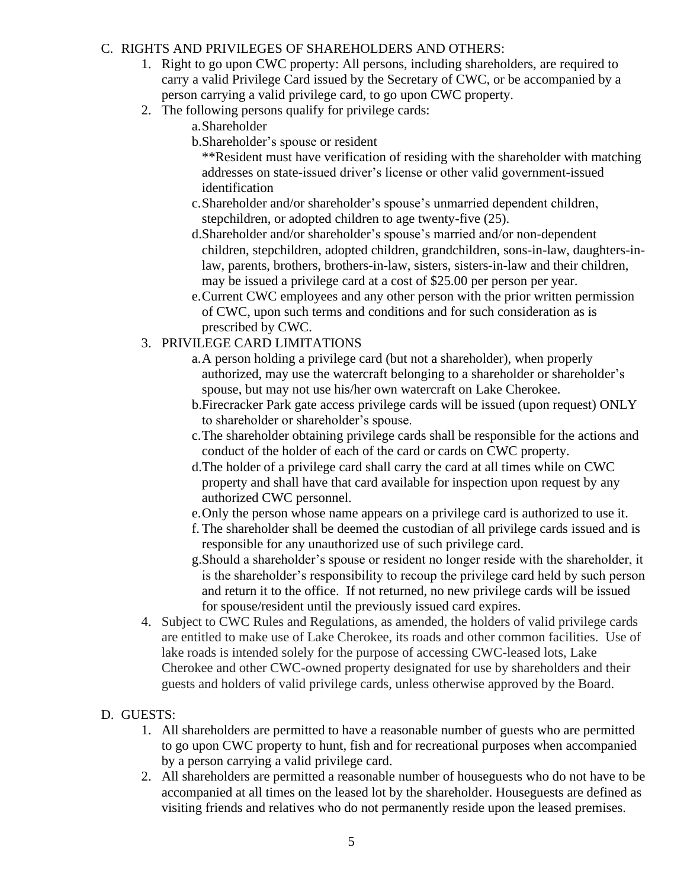C. RIGHTS AND PRIVILEGES OF SHAREHOLDERS AND OTHERS:

1. Right to go upon CWC property: All persons, including shareholders, are required to carry a valid Privilege Card issued by the Secretary of CWC, or be accompanied by a person carrying a valid privilege card, to go upon CWC property.
2. The following persons qualify for privilege cards:
   a. Shareholder
   b. Shareholder's spouse or resident
      **Resident must have verification of residing with the shareholder with matching addresses on state-issued driver's license or other valid government-issued identification
   c. Shareholder and/or shareholder's spouse's unmarried dependent children, stepchildren, or adopted children to age twenty-five (25).
   d. Shareholder and/or shareholder's spouse's married and/or non-dependent children, stepchildren, adopted children, grandchildren, sons-in-law, daughters-in-law, parents, brothers, brothers-in-law, sisters, sisters-in-law and their children, may be issued a privilege card at a cost of $25.00 per person per year.
   e. Current CWC employees and any other person with the prior written permission of CWC, upon such terms and conditions and for such consideration as is prescribed by CWC.
3. PRIVILEGE CARD LIMITATIONS
   a. A person holding a privilege card (but not a shareholder), when properly authorized, may use the watercraft belonging to a shareholder or shareholder's spouse, but may not use his/her own watercraft on Lake Cherokee.
   b. Firecracker Park gate access privilege cards will be issued (upon request) ONLY to shareholder or shareholder's spouse.
   c. The shareholder obtaining privilege cards shall be responsible for the actions and conduct of the holder of each of the card or cards on CWC property.
   d. The holder of a privilege card shall carry the card at all times while on CWC property and shall have that card available for inspection upon request by any authorized CWC personnel.
   e. Only the person whose name appears on a privilege card is authorized to use it.
   f. The shareholder shall be deemed the custodian of all privilege cards issued and is responsible for any unauthorized use of such privilege card.
   g. Should a shareholder's spouse or resident no longer reside with the shareholder, it is the shareholder's responsibility to recoup the privilege card held by such person and return it to the office. If not returned, no new privilege cards will be issued for spouse/resident until the previously issued card expires.
4. Subject to CWC Rules and Regulations, as amended, the holders of valid privilege cards are entitled to make use of Lake Cherokee, its roads and other common facilities. Use of lake roads is intended solely for the purpose of accessing CWC-leased lots, Lake Cherokee and other CWC-owned property designated for use by shareholders and their guests and holders of valid privilege cards, unless otherwise approved by the Board.

D. GUESTS:

1. All shareholders are permitted to have a reasonable number of guests who are permitted to go upon CWC property to hunt, fish and for recreational purposes when accompanied by a person carrying a valid privilege card.
2. All shareholders are permitted a reasonable number of houseguests who do not have to be accompanied at all times on the leased lot by the shareholder. Houseguests are defined as visiting friends and relatives who do not permanently reside upon the leased premises.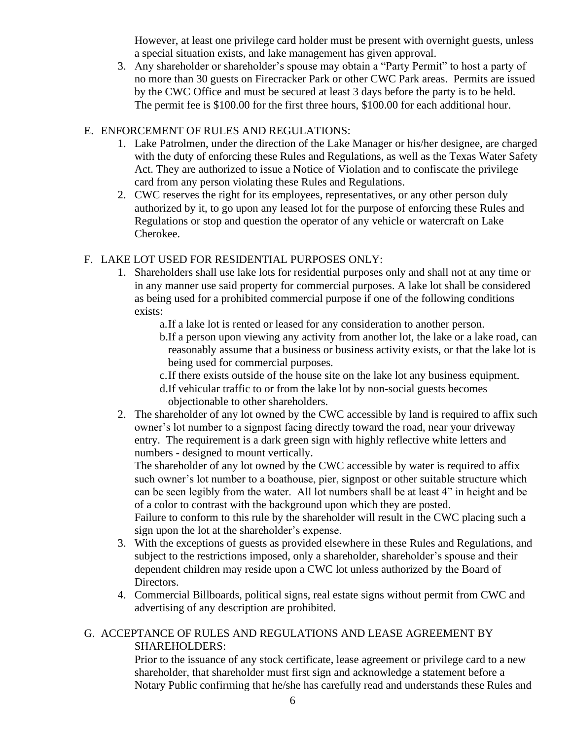However, at least one privilege card holder must be present with overnight guests, unless a special situation exists, and lake management has given approval.

3. Any shareholder or shareholder's spouse may obtain a "Party Permit" to host a party of no more than 30 guests on Firecracker Park or other CWC Park areas. Permits are issued by the CWC Office and must be secured at least 3 days before the party is to be held. The permit fee is $100.00 for the first three hours, $100.00 for each additional hour.

E. ENFORCEMENT OF RULES AND REGULATIONS:

1. Lake Patrolmen, under the direction of the Lake Manager or his/her designee, are charged with the duty of enforcing these Rules and Regulations, as well as the Texas Water Safety Act. They are authorized to issue a Notice of Violation and to confiscate the privilege card from any person violating these Rules and Regulations.
2. CWC reserves the right for its employees, representatives, or any other person duly authorized by it, to go upon any leased lot for the purpose of enforcing these Rules and Regulations or stop and question the operator of any vehicle or watercraft on Lake Cherokee.

F. LAKE LOT USED FOR RESIDENTIAL PURPOSES ONLY:

1. Shareholders shall use lake lots for residential purposes only and shall not at any time or in any manner use said property for commercial purposes. A lake lot shall be considered as being used for a prohibited commercial purpose if one of the following conditions exists:
   a. If a lake lot is rented or leased for any consideration to another person.
   b. If a person upon viewing any activity from another lot, the lake or a lake road, can reasonably assume that a business or business activity exists, or that the lake lot is being used for commercial purposes.
   c. If there exists outside of the house site on the lake lot any business equipment.
   d. If vehicular traffic to or from the lake lot by non-social guests becomes objectionable to other shareholders.
2. The shareholder of any lot owned by the CWC accessible by land is required to affix such owner's lot number to a signpost facing directly toward the road, near your driveway entry. The requirement is a dark green sign with highly reflective white letters and numbers - designed to mount vertically.
   The shareholder of any lot owned by the CWC accessible by water is required to affix such owner's lot number to a boathouse, pier, signpost or other suitable structure which can be seen legibly from the water. All lot numbers shall be at least 4" in height and be of a color to contrast with the background upon which they are posted.
   Failure to conform to this rule by the shareholder will result in the CWC placing such a sign upon the lot at the shareholder's expense.
3. With the exceptions of guests as provided elsewhere in these Rules and Regulations, and subject to the restrictions imposed, only a shareholder, shareholder's spouse and their dependent children may reside upon a CWC lot unless authorized by the Board of Directors.
4. Commercial Billboards, political signs, real estate signs without permit from CWC and advertising of any description are prohibited.

G. ACCEPTANCE OF RULES AND REGULATIONS AND LEASE AGREEMENT BY SHAREHOLDERS:

Prior to the issuance of any stock certificate, lease agreement or privilege card to a new shareholder, that shareholder must first sign and acknowledge a statement before a Notary Public confirming that he/she has carefully read and understands these Rules and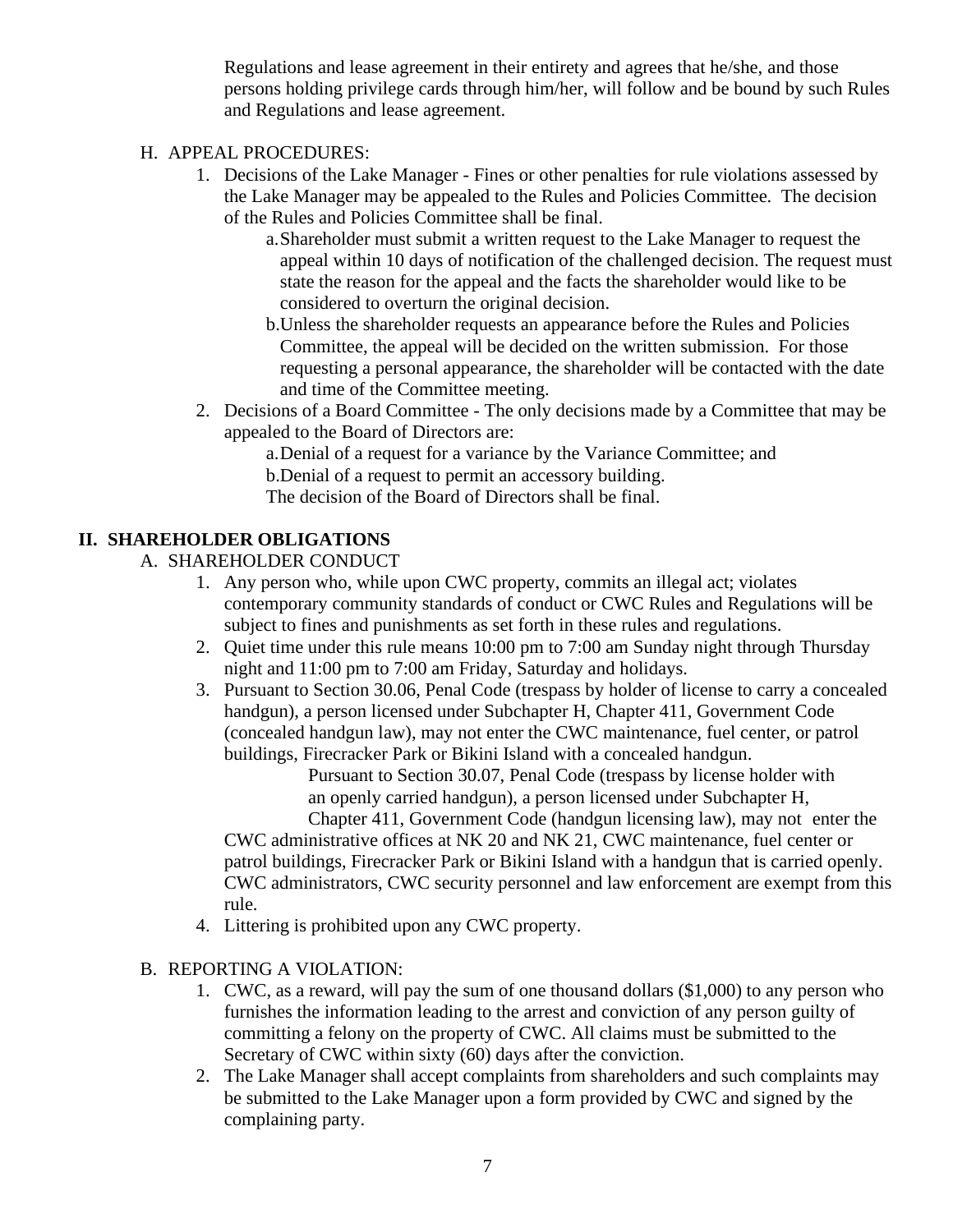Regulations and lease agreement in their entirety and agrees that he/she, and those persons holding privilege cards through him/her, will follow and be bound by such Rules and Regulations and lease agreement.

H. APPEAL PROCEDURES:

1. Decisions of the Lake Manager - Fines or other penalties for rule violations assessed by the Lake Manager may be appealed to the Rules and Policies Committee. The decision of the Rules and Policies Committee shall be final.
    a. Shareholder must submit a written request to the Lake Manager to request the appeal within 10 days of notification of the challenged decision. The request must state the reason for the appeal and the facts the shareholder would like to be considered to overturn the original decision.
    b. Unless the shareholder requests an appearance before the Rules and Policies Committee, the appeal will be decided on the written submission. For those requesting a personal appearance, the shareholder will be contacted with the date and time of the Committee meeting.
2. Decisions of a Board Committee - The only decisions made by a Committee that may be appealed to the Board of Directors are:
    a. Denial of a request for a variance by the Variance Committee; and
    b. Denial of a request to permit an accessory building.

    The decision of the Board of Directors shall be final.

## II. SHAREHOLDER OBLIGATIONS

A. SHAREHOLDER CONDUCT

1. Any person who, while upon CWC property, commits an illegal act; violates contemporary community standards of conduct or CWC Rules and Regulations will be subject to fines and punishments as set forth in these rules and regulations.
2. Quiet time under this rule means 10:00 pm to 7:00 am Sunday night through Thursday night and 11:00 pm to 7:00 am Friday, Saturday and holidays.
3. Pursuant to Section 30.06, Penal Code (trespass by holder of license to carry a concealed handgun), a person licensed under Subchapter H, Chapter 411, Government Code (concealed handgun law), may not enter the CWC maintenance, fuel center, or patrol buildings, Firecracker Park or Bikini Island with a concealed handgun.

    Pursuant to Section 30.07, Penal Code (trespass by license holder with an openly carried handgun), a person licensed under Subchapter H, Chapter 411, Government Code (handgun licensing law), may not enter the CWC administrative offices at NK 20 and NK 21, CWC maintenance, fuel center or patrol buildings, Firecracker Park or Bikini Island with a handgun that is carried openly. CWC administrators, CWC security personnel and law enforcement are exempt from this rule.
4. Littering is prohibited upon any CWC property.

B. REPORTING A VIOLATION:

1. CWC, as a reward, will pay the sum of one thousand dollars ($1,000) to any person who furnishes the information leading to the arrest and conviction of any person guilty of committing a felony on the property of CWC. All claims must be submitted to the Secretary of CWC within sixty (60) days after the conviction.
2. The Lake Manager shall accept complaints from shareholders and such complaints may be submitted to the Lake Manager upon a form provided by CWC and signed by the complaining party.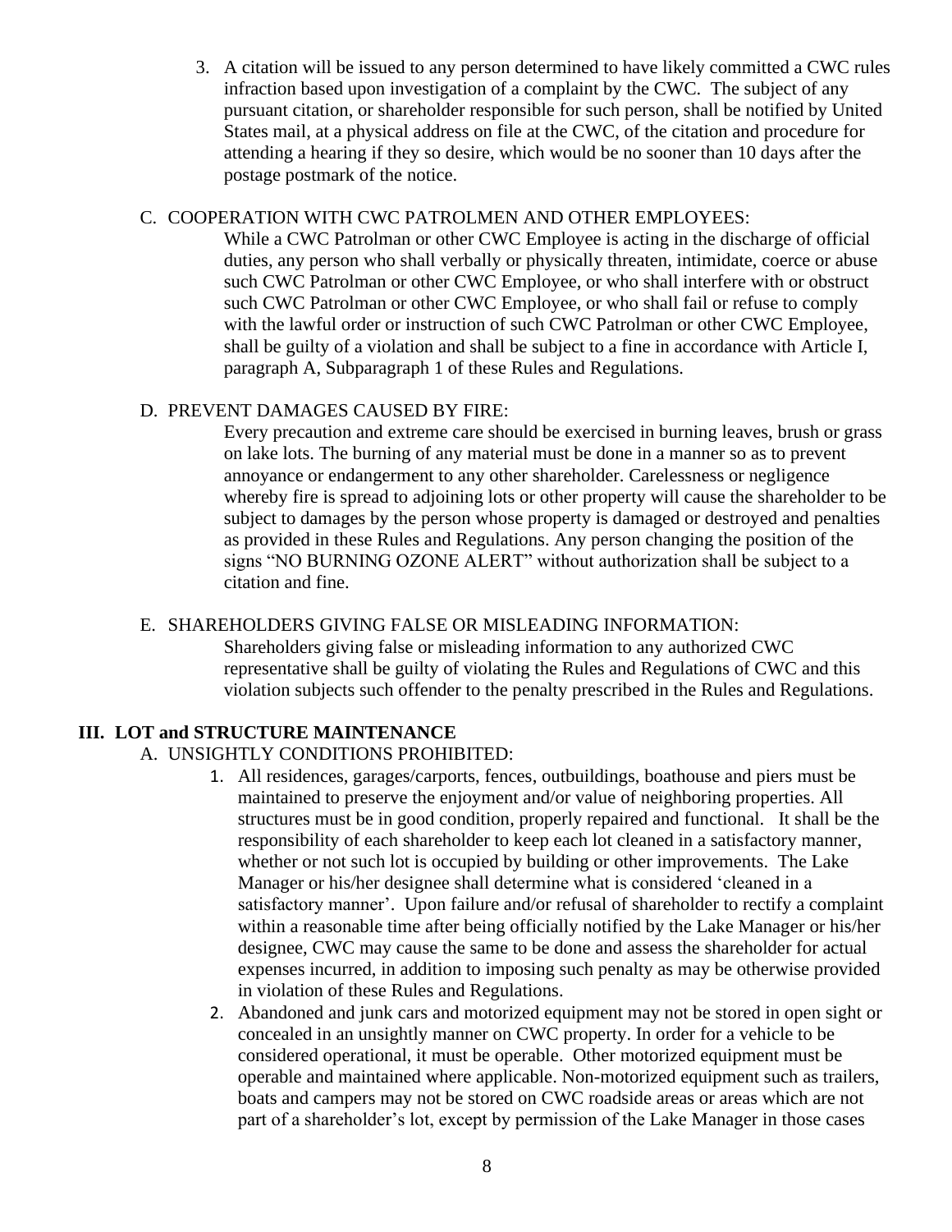3. A citation will be issued to any person determined to have likely committed a CWC rules infraction based upon investigation of a complaint by the CWC. The subject of any pursuant citation, or shareholder responsible for such person, shall be notified by United States mail, at a physical address on file at the CWC, of the citation and procedure for attending a hearing if they so desire, which would be no sooner than 10 days after the postage postmark of the notice.

C. COOPERATION WITH CWC PATROLMEN AND OTHER EMPLOYEES:

While a CWC Patrolman or other CWC Employee is acting in the discharge of official duties, any person who shall verbally or physically threaten, intimidate, coerce or abuse such CWC Patrolman or other CWC Employee, or who shall interfere with or obstruct such CWC Patrolman or other CWC Employee, or who shall fail or refuse to comply with the lawful order or instruction of such CWC Patrolman or other CWC Employee, shall be guilty of a violation and shall be subject to a fine in accordance with Article I, paragraph A, Subparagraph 1 of these Rules and Regulations.

D. PREVENT DAMAGES CAUSED BY FIRE:

Every precaution and extreme care should be exercised in burning leaves, brush or grass on lake lots. The burning of any material must be done in a manner so as to prevent annoyance or endangerment to any other shareholder. Carelessness or negligence whereby fire is spread to adjoining lots or other property will cause the shareholder to be subject to damages by the person whose property is damaged or destroyed and penalties as provided in these Rules and Regulations. Any person changing the position of the signs "NO BURNING OZONE ALERT" without authorization shall be subject to a citation and fine.

E. SHAREHOLDERS GIVING FALSE OR MISLEADING INFORMATION:

Shareholders giving false or misleading information to any authorized CWC representative shall be guilty of violating the Rules and Regulations of CWC and this violation subjects such offender to the penalty prescribed in the Rules and Regulations.

## III. LOT and STRUCTURE MAINTENANCE

A. UNSIGHTLY CONDITIONS PROHIBITED:

1. All residences, garages/carports, fences, outbuildings, boathouse and piers must be maintained to preserve the enjoyment and/or value of neighboring properties. All structures must be in good condition, properly repaired and functional. It shall be the responsibility of each shareholder to keep each lot cleaned in a satisfactory manner, whether or not such lot is occupied by building or other improvements. The Lake Manager or his/her designee shall determine what is considered 'cleaned in a satisfactory manner'. Upon failure and/or refusal of shareholder to rectify a complaint within a reasonable time after being officially notified by the Lake Manager or his/her designee, CWC may cause the same to be done and assess the shareholder for actual expenses incurred, in addition to imposing such penalty as may be otherwise provided in violation of these Rules and Regulations.
2. Abandoned and junk cars and motorized equipment may not be stored in open sight or concealed in an unsightly manner on CWC property. In order for a vehicle to be considered operational, it must be operable. Other motorized equipment must be operable and maintained where applicable. Non-motorized equipment such as trailers, boats and campers may not be stored on CWC roadside areas or areas which are not part of a shareholder's lot, except by permission of the Lake Manager in those cases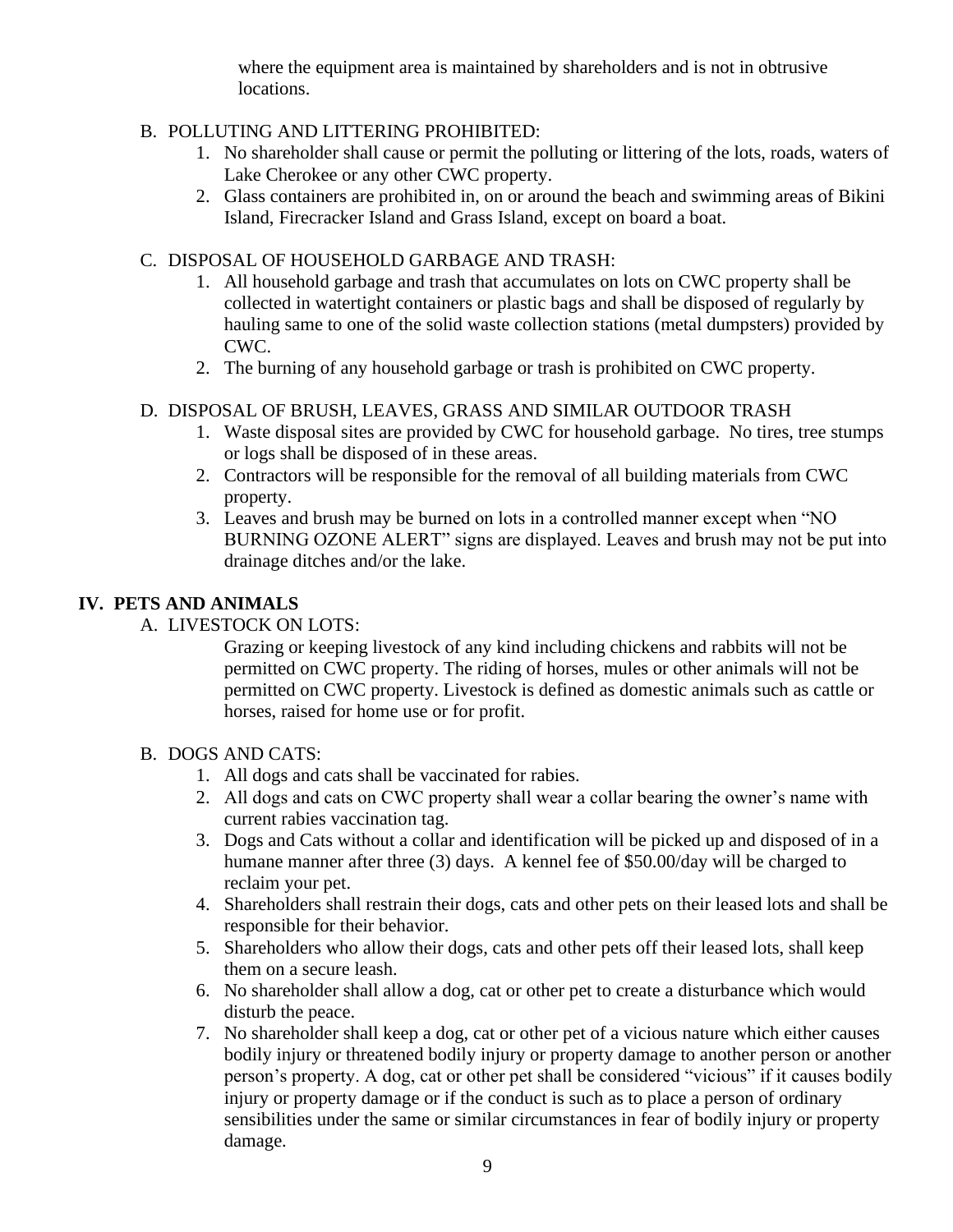where the equipment area is maintained by shareholders and is not in obtrusive locations.

B. POLLUTING AND LITTERING PROHIBITED:

1. No shareholder shall cause or permit the polluting or littering of the lots, roads, waters of Lake Cherokee or any other CWC property.
2. Glass containers are prohibited in, on or around the beach and swimming areas of Bikini Island, Firecracker Island and Grass Island, except on board a boat.

C. DISPOSAL OF HOUSEHOLD GARBAGE AND TRASH:

1. All household garbage and trash that accumulates on lots on CWC property shall be collected in watertight containers or plastic bags and shall be disposed of regularly by hauling same to one of the solid waste collection stations (metal dumpsters) provided by CWC.
2. The burning of any household garbage or trash is prohibited on CWC property.

D. DISPOSAL OF BRUSH, LEAVES, GRASS AND SIMILAR OUTDOOR TRASH

1. Waste disposal sites are provided by CWC for household garbage. No tires, tree stumps or logs shall be disposed of in these areas.
2. Contractors will be responsible for the removal of all building materials from CWC property.
3. Leaves and brush may be burned on lots in a controlled manner except when "NO BURNING OZONE ALERT" signs are displayed. Leaves and brush may not be put into drainage ditches and/or the lake.

## IV. PETS AND ANIMALS

A. LIVESTOCK ON LOTS:

Grazing or keeping livestock of any kind including chickens and rabbits will not be permitted on CWC property. The riding of horses, mules or other animals will not be permitted on CWC property. Livestock is defined as domestic animals such as cattle or horses, raised for home use or for profit.

B. DOGS AND CATS:

1. All dogs and cats shall be vaccinated for rabies.
2. All dogs and cats on CWC property shall wear a collar bearing the owner's name with current rabies vaccination tag.
3. Dogs and Cats without a collar and identification will be picked up and disposed of in a humane manner after three (3) days. A kennel fee of $50.00/day will be charged to reclaim your pet.
4. Shareholders shall restrain their dogs, cats and other pets on their leased lots and shall be responsible for their behavior.
5. Shareholders who allow their dogs, cats and other pets off their leased lots, shall keep them on a secure leash.
6. No shareholder shall allow a dog, cat or other pet to create a disturbance which would disturb the peace.
7. No shareholder shall keep a dog, cat or other pet of a vicious nature which either causes bodily injury or threatened bodily injury or property damage to another person or another person's property. A dog, cat or other pet shall be considered "vicious" if it causes bodily injury or property damage or if the conduct is such as to place a person of ordinary sensibilities under the same or similar circumstances in fear of bodily injury or property damage.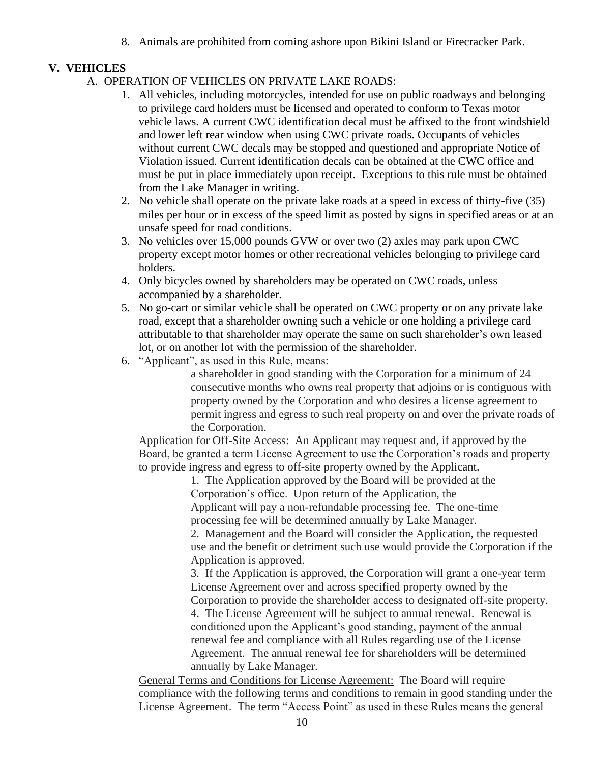8. Animals are prohibited from coming ashore upon Bikini Island or Firecracker Park.

## V. VEHICLES

A. OPERATION OF VEHICLES ON PRIVATE LAKE ROADS:

1. All vehicles, including motorcycles, intended for use on public roadways and belonging to privilege card holders must be licensed and operated to conform to Texas motor vehicle laws. A current CWC identification decal must be affixed to the front windshield and lower left rear window when using CWC private roads. Occupants of vehicles without current CWC decals may be stopped and questioned and appropriate Notice of Violation issued. Current identification decals can be obtained at the CWC office and must be put in place immediately upon receipt. Exceptions to this rule must be obtained from the Lake Manager in writing.
2. No vehicle shall operate on the private lake roads at a speed in excess of thirty-five (35) miles per hour or in excess of the speed limit as posted by signs in specified areas or at an unsafe speed for road conditions.
3. No vehicles over 15,000 pounds GVW or over two (2) axles may park upon CWC property except motor homes or other recreational vehicles belonging to privilege card holders.
4. Only bicycles owned by shareholders may be operated on CWC roads, unless accompanied by a shareholder.
5. No go-cart or similar vehicle shall be operated on CWC property or on any private lake road, except that a shareholder owning such a vehicle or one holding a privilege card attributable to that shareholder may operate the same on such shareholder's own leased lot, or on another lot with the permission of the shareholder.
6. "Applicant", as used in this Rule, means:

    a shareholder in good standing with the Corporation for a minimum of 24 consecutive months who owns real property that adjoins or is contiguous with property owned by the Corporation and who desires a license agreement to permit ingress and egress to such real property on and over the private roads of the Corporation.

   Application for Off-Site Access: An Applicant may request and, if approved by the Board, be granted a term License Agreement to use the Corporation's roads and property to provide ingress and egress to off-site property owned by the Applicant.

    1. The Application approved by the Board will be provided at the Corporation's office. Upon return of the Application, the Applicant will pay a non-refundable processing fee. The one-time processing fee will be determined annually by Lake Manager.
    2. Management and the Board will consider the Application, the requested use and the benefit or detriment such use would provide the Corporation if the Application is approved.
    3. If the Application is approved, the Corporation will grant a one-year term License Agreement over and across specified property owned by the Corporation to provide the shareholder access to designated off-site property.
    4. The License Agreement will be subject to annual renewal. Renewal is conditioned upon the Applicant's good standing, payment of the annual renewal fee and compliance with all Rules regarding use of the License Agreement. The annual renewal fee for shareholders will be determined annually by Lake Manager.

   General Terms and Conditions for License Agreement: The Board will require compliance with the following terms and conditions to remain in good standing under the License Agreement. The term "Access Point" as used in these Rules means the general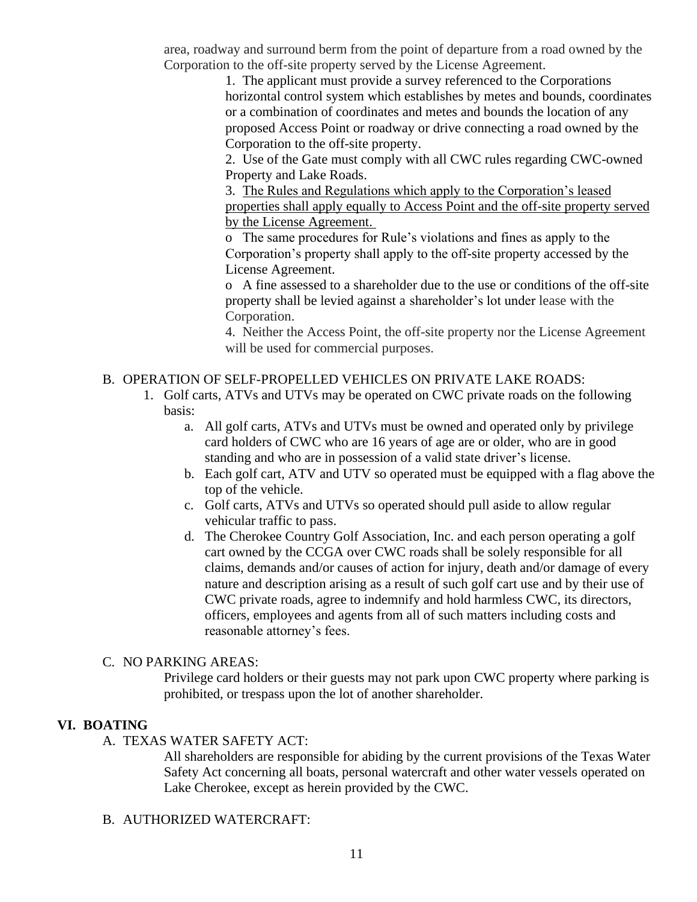area, roadway and surround berm from the point of departure from a road owned by the Corporation to the off-site property served by the License Agreement.

1. The applicant must provide a survey referenced to the Corporations horizontal control system which establishes by metes and bounds, coordinates or a combination of coordinates and metes and bounds the location of any proposed Access Point or roadway or drive connecting a road owned by the Corporation to the off-site property.

2. Use of the Gate must comply with all CWC rules regarding CWC-owned Property and Lake Roads.

3. <u>The Rules and Regulations which apply to the Corporation's leased properties shall apply equally to Access Point and the off-site property served by the License Agreement.</u>

o The same procedures for Rule's violations and fines as apply to the Corporation's property shall apply to the off-site property accessed by the License Agreement.

o A fine assessed to a shareholder due to the use or conditions of the off-site property shall be levied against a shareholder's lot under lease with the Corporation.

4. Neither the Access Point, the off-site property nor the License Agreement will be used for commercial purposes.

B. OPERATION OF SELF-PROPELLED VEHICLES ON PRIVATE LAKE ROADS:

1. Golf carts, ATVs and UTVs may be operated on CWC private roads on the following basis:
   a. All golf carts, ATVs and UTVs must be owned and operated only by privilege card holders of CWC who are 16 years of age are or older, who are in good standing and who are in possession of a valid state driver's license.
   b. Each golf cart, ATV and UTV so operated must be equipped with a flag above the top of the vehicle.
   c. Golf carts, ATVs and UTVs so operated should pull aside to allow regular vehicular traffic to pass.
   d. The Cherokee Country Golf Association, Inc. and each person operating a golf cart owned by the CCGA over CWC roads shall be solely responsible for all claims, demands and/or causes of action for injury, death and/or damage of every nature and description arising as a result of such golf cart use and by their use of CWC private roads, agree to indemnify and hold harmless CWC, its directors, officers, employees and agents from all of such matters including costs and reasonable attorney's fees.

C. NO PARKING AREAS:

Privilege card holders or their guests may not park upon CWC property where parking is prohibited, or trespass upon the lot of another shareholder.

## VI. BOATING

A. TEXAS WATER SAFETY ACT:

All shareholders are responsible for abiding by the current provisions of the Texas Water Safety Act concerning all boats, personal watercraft and other water vessels operated on Lake Cherokee, except as herein provided by the CWC.

B. AUTHORIZED WATERCRAFT: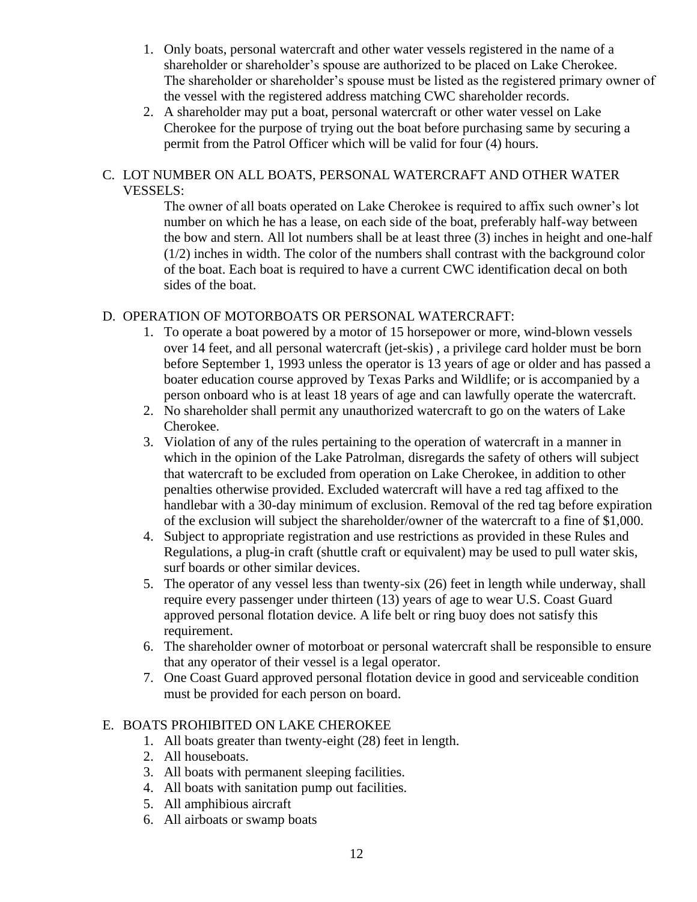1. Only boats, personal watercraft and other water vessels registered in the name of a shareholder or shareholder's spouse are authorized to be placed on Lake Cherokee. The shareholder or shareholder's spouse must be listed as the registered primary owner of the vessel with the registered address matching CWC shareholder records.
2. A shareholder may put a boat, personal watercraft or other water vessel on Lake Cherokee for the purpose of trying out the boat before purchasing same by securing a permit from the Patrol Officer which will be valid for four (4) hours.

C. LOT NUMBER ON ALL BOATS, PERSONAL WATERCRAFT AND OTHER WATER VESSELS:

The owner of all boats operated on Lake Cherokee is required to affix such owner's lot number on which he has a lease, on each side of the boat, preferably half-way between the bow and stern. All lot numbers shall be at least three (3) inches in height and one-half (1/2) inches in width. The color of the numbers shall contrast with the background color of the boat. Each boat is required to have a current CWC identification decal on both sides of the boat.

D. OPERATION OF MOTORBOATS OR PERSONAL WATERCRAFT:

1. To operate a boat powered by a motor of 15 horsepower or more, wind-blown vessels over 14 feet, and all personal watercraft (jet-skis) , a privilege card holder must be born before September 1, 1993 unless the operator is 13 years of age or older and has passed a boater education course approved by Texas Parks and Wildlife; or is accompanied by a person onboard who is at least 18 years of age and can lawfully operate the watercraft.
2. No shareholder shall permit any unauthorized watercraft to go on the waters of Lake Cherokee.
3. Violation of any of the rules pertaining to the operation of watercraft in a manner in which in the opinion of the Lake Patrolman, disregards the safety of others will subject that watercraft to be excluded from operation on Lake Cherokee, in addition to other penalties otherwise provided. Excluded watercraft will have a red tag affixed to the handlebar with a 30-day minimum of exclusion. Removal of the red tag before expiration of the exclusion will subject the shareholder/owner of the watercraft to a fine of $1,000.
4. Subject to appropriate registration and use restrictions as provided in these Rules and Regulations, a plug-in craft (shuttle craft or equivalent) may be used to pull water skis, surf boards or other similar devices.
5. The operator of any vessel less than twenty-six (26) feet in length while underway, shall require every passenger under thirteen (13) years of age to wear U.S. Coast Guard approved personal flotation device. A life belt or ring buoy does not satisfy this requirement.
6. The shareholder owner of motorboat or personal watercraft shall be responsible to ensure that any operator of their vessel is a legal operator.
7. One Coast Guard approved personal flotation device in good and serviceable condition must be provided for each person on board.

E. BOATS PROHIBITED ON LAKE CHEROKEE

1. All boats greater than twenty-eight (28) feet in length.
2. All houseboats.
3. All boats with permanent sleeping facilities.
4. All boats with sanitation pump out facilities.
5. All amphibious aircraft
6. All airboats or swamp boats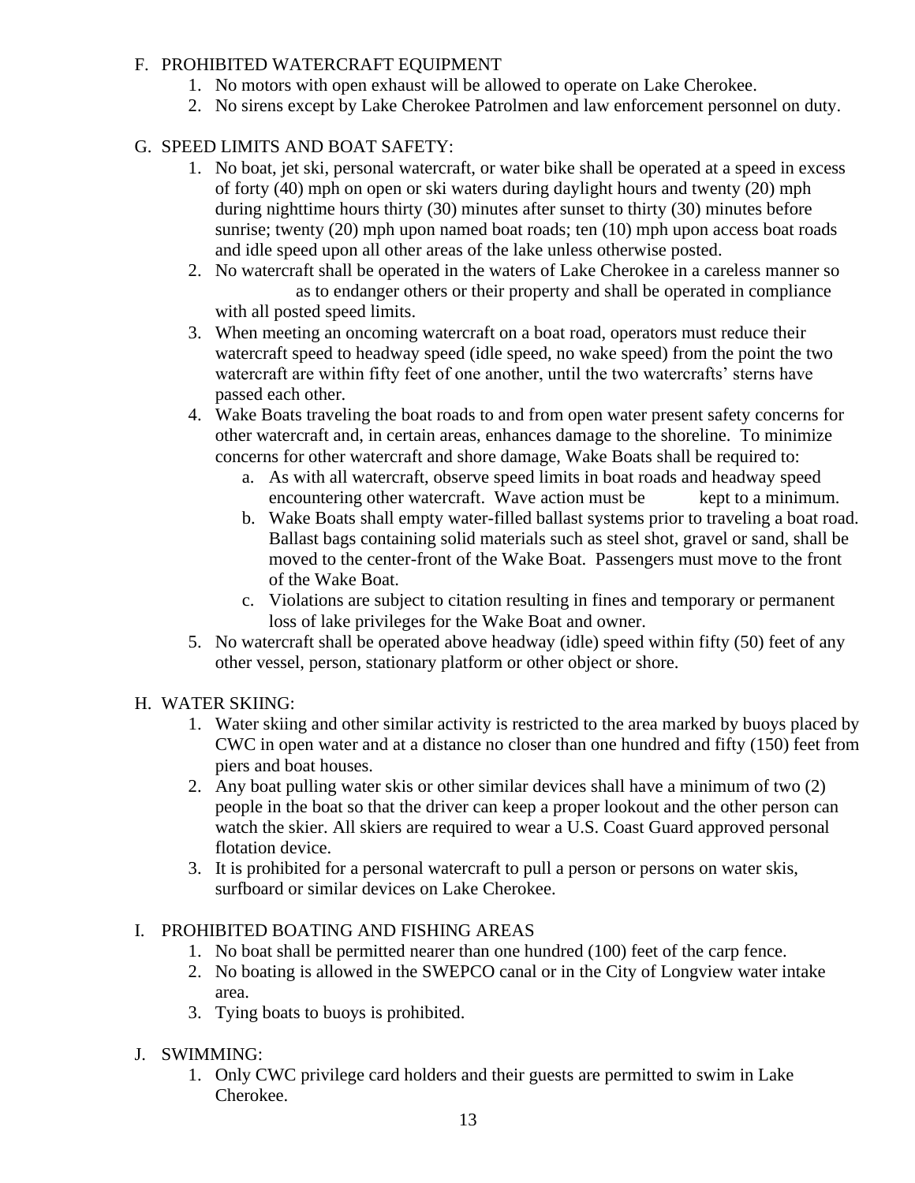F. PROHIBITED WATERCRAFT EQUIPMENT
   1. No motors with open exhaust will be allowed to operate on Lake Cherokee.
   2. No sirens except by Lake Cherokee Patrolmen and law enforcement personnel on duty.

G. SPEED LIMITS AND BOAT SAFETY:
   1. No boat, jet ski, personal watercraft, or water bike shall be operated at a speed in excess of forty (40) mph on open or ski waters during daylight hours and twenty (20) mph during nighttime hours thirty (30) minutes after sunset to thirty (30) minutes before sunrise; twenty (20) mph upon named boat roads; ten (10) mph upon access boat roads and idle speed upon all other areas of the lake unless otherwise posted.
   2. No watercraft shall be operated in the waters of Lake Cherokee in a careless manner so as to endanger others or their property and shall be operated in compliance with all posted speed limits.
   3. When meeting an oncoming watercraft on a boat road, operators must reduce their watercraft speed to headway speed (idle speed, no wake speed) from the point the two watercraft are within fifty feet of one another, until the two watercrafts' sterns have passed each other.
   4. Wake Boats traveling the boat roads to and from open water present safety concerns for other watercraft and, in certain areas, enhances damage to the shoreline. To minimize concerns for other watercraft and shore damage, Wake Boats shall be required to:
      a. As with all watercraft, observe speed limits in boat roads and headway speed encountering other watercraft. Wave action must be kept to a minimum.
      b. Wake Boats shall empty water-filled ballast systems prior to traveling a boat road. Ballast bags containing solid materials such as steel shot, gravel or sand, shall be moved to the center-front of the Wake Boat. Passengers must move to the front of the Wake Boat.
      c. Violations are subject to citation resulting in fines and temporary or permanent loss of lake privileges for the Wake Boat and owner.
   5. No watercraft shall be operated above headway (idle) speed within fifty (50) feet of any other vessel, person, stationary platform or other object or shore.

H. WATER SKIING:
   1. Water skiing and other similar activity is restricted to the area marked by buoys placed by CWC in open water and at a distance no closer than one hundred and fifty (150) feet from piers and boat houses.
   2. Any boat pulling water skis or other similar devices shall have a minimum of two (2) people in the boat so that the driver can keep a proper lookout and the other person can watch the skier. All skiers are required to wear a U.S. Coast Guard approved personal flotation device.
   3. It is prohibited for a personal watercraft to pull a person or persons on water skis, surfboard or similar devices on Lake Cherokee.

I. PROHIBITED BOATING AND FISHING AREAS
   1. No boat shall be permitted nearer than one hundred (100) feet of the carp fence.
   2. No boating is allowed in the SWEPCO canal or in the City of Longview water intake area.
   3. Tying boats to buoys is prohibited.

J. SWIMMING:
   1. Only CWC privilege card holders and their guests are permitted to swim in Lake Cherokee.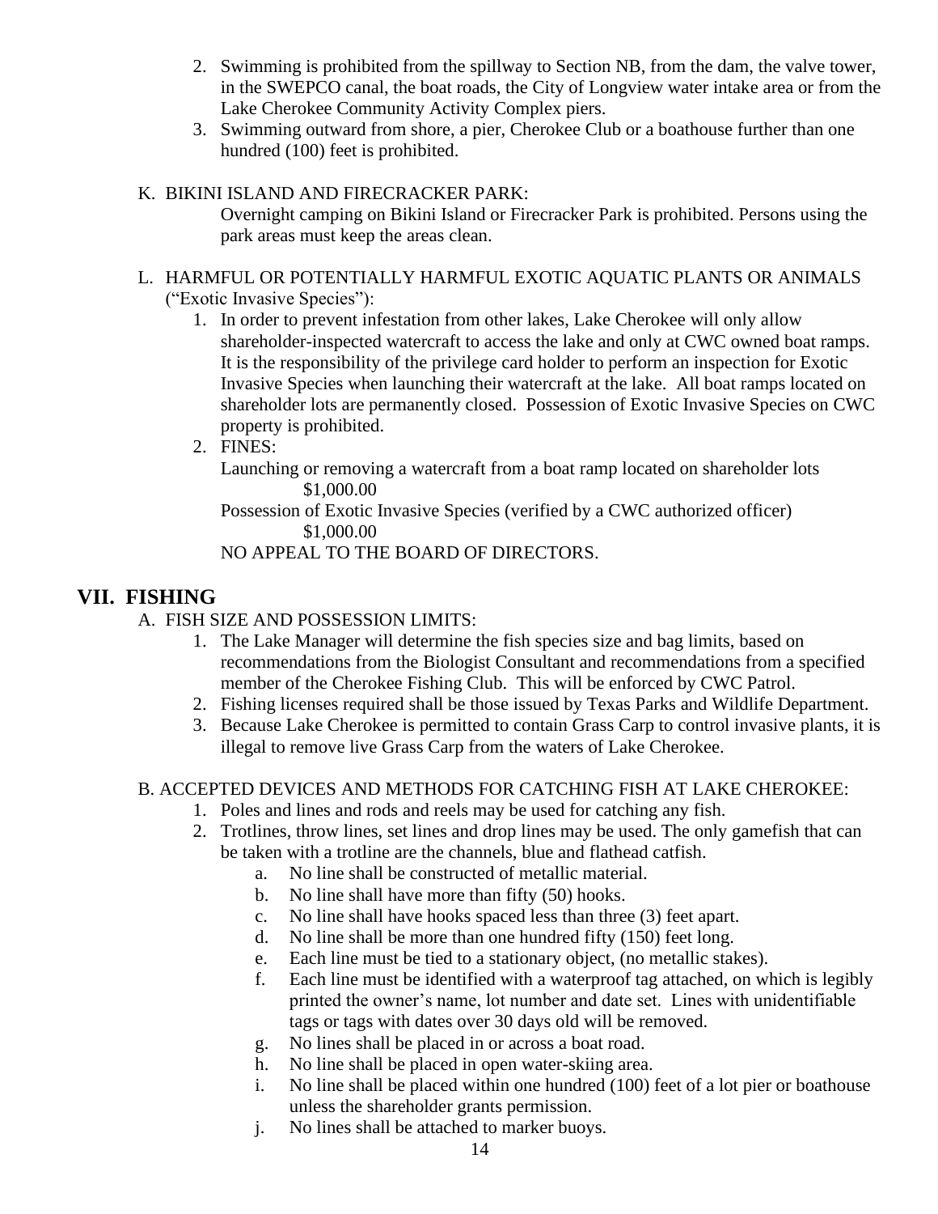2. Swimming is prohibited from the spillway to Section NB, from the dam, the valve tower, in the SWEPCO canal, the boat roads, the City of Longview water intake area or from the Lake Cherokee Community Activity Complex piers.
3. Swimming outward from shore, a pier, Cherokee Club or a boathouse further than one hundred (100) feet is prohibited.

K. BIKINI ISLAND AND FIRECRACKER PARK:

Overnight camping on Bikini Island or Firecracker Park is prohibited. Persons using the park areas must keep the areas clean.

L. HARMFUL OR POTENTIALLY HARMFUL EXOTIC AQUATIC PLANTS OR ANIMALS ("Exotic Invasive Species"):

1. In order to prevent infestation from other lakes, Lake Cherokee will only allow shareholder-inspected watercraft to access the lake and only at CWC owned boat ramps. It is the responsibility of the privilege card holder to perform an inspection for Exotic Invasive Species when launching their watercraft at the lake. All boat ramps located on shareholder lots are permanently closed. Possession of Exotic Invasive Species on CWC property is prohibited.
2. FINES:

   Launching or removing a watercraft from a boat ramp located on shareholder lots $1,000.00

   Possession of Exotic Invasive Species (verified by a CWC authorized officer) $1,000.00

   NO APPEAL TO THE BOARD OF DIRECTORS.

## VII. FISHING

A. FISH SIZE AND POSSESSION LIMITS:

1. The Lake Manager will determine the fish species size and bag limits, based on recommendations from the Biologist Consultant and recommendations from a specified member of the Cherokee Fishing Club. This will be enforced by CWC Patrol.
2. Fishing licenses required shall be those issued by Texas Parks and Wildlife Department.
3. Because Lake Cherokee is permitted to contain Grass Carp to control invasive plants, it is illegal to remove live Grass Carp from the waters of Lake Cherokee.

B. ACCEPTED DEVICES AND METHODS FOR CATCHING FISH AT LAKE CHEROKEE:

1. Poles and lines and rods and reels may be used for catching any fish.
2. Trotlines, throw lines, set lines and drop lines may be used. The only gamefish that can be taken with a trotline are the channels, blue and flathead catfish.
   a. No line shall be constructed of metallic material.
   b. No line shall have more than fifty (50) hooks.
   c. No line shall have hooks spaced less than three (3) feet apart.
   d. No line shall be more than one hundred fifty (150) feet long.
   e. Each line must be tied to a stationary object, (no metallic stakes).
   f. Each line must be identified with a waterproof tag attached, on which is legibly printed the owner's name, lot number and date set. Lines with unidentifiable tags or tags with dates over 30 days old will be removed.
   g. No lines shall be placed in or across a boat road.
   h. No line shall be placed in open water-skiing area.
   i. No line shall be placed within one hundred (100) feet of a lot pier or boathouse unless the shareholder grants permission.
   j. No lines shall be attached to marker buoys.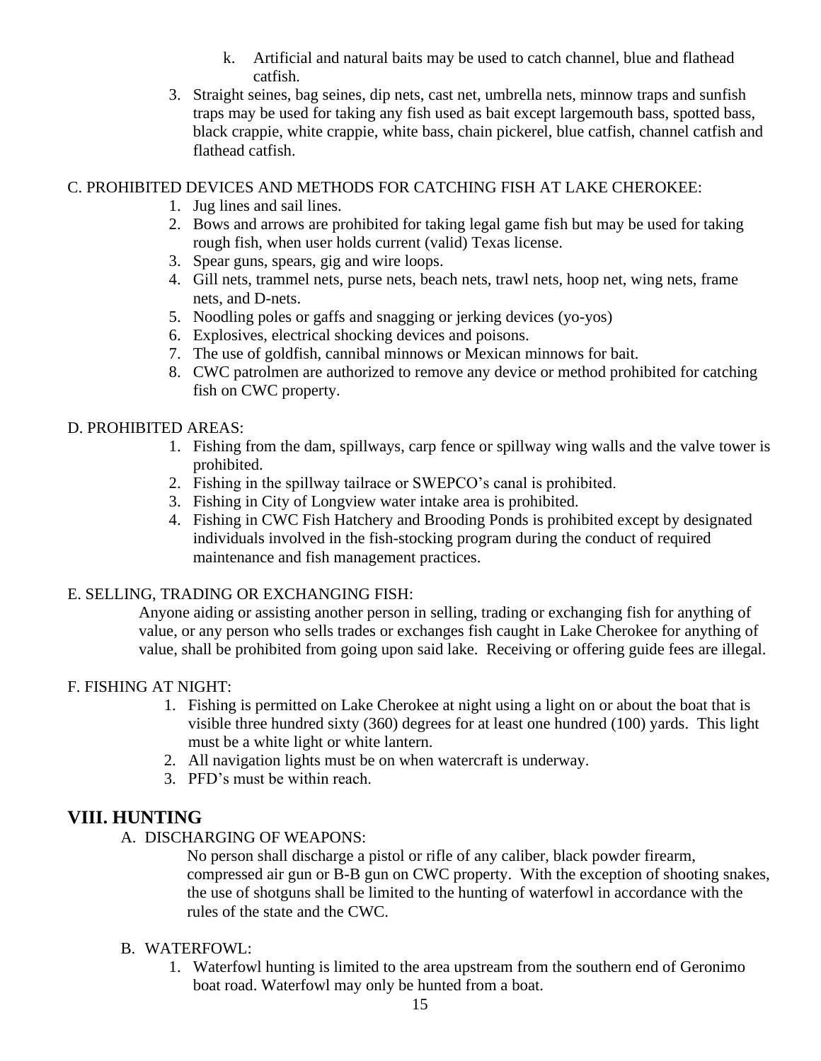k. Artificial and natural baits may be used to catch channel, blue and flathead catfish.

3. Straight seines, bag seines, dip nets, cast net, umbrella nets, minnow traps and sunfish traps may be used for taking any fish used as bait except largemouth bass, spotted bass, black crappie, white crappie, white bass, chain pickerel, blue catfish, channel catfish and flathead catfish.

C. PROHIBITED DEVICES AND METHODS FOR CATCHING FISH AT LAKE CHEROKEE:

1. Jug lines and sail lines.
2. Bows and arrows are prohibited for taking legal game fish but may be used for taking rough fish, when user holds current (valid) Texas license.
3. Spear guns, spears, gig and wire loops.
4. Gill nets, trammel nets, purse nets, beach nets, trawl nets, hoop net, wing nets, frame nets, and D-nets.
5. Noodling poles or gaffs and snagging or jerking devices (yo-yos)
6. Explosives, electrical shocking devices and poisons.
7. The use of goldfish, cannibal minnows or Mexican minnows for bait.
8. CWC patrolmen are authorized to remove any device or method prohibited for catching fish on CWC property.

D. PROHIBITED AREAS:

1. Fishing from the dam, spillways, carp fence or spillway wing walls and the valve tower is prohibited.
2. Fishing in the spillway tailrace or SWEPCO's canal is prohibited.
3. Fishing in City of Longview water intake area is prohibited.
4. Fishing in CWC Fish Hatchery and Brooding Ponds is prohibited except by designated individuals involved in the fish-stocking program during the conduct of required maintenance and fish management practices.

E. SELLING, TRADING OR EXCHANGING FISH:

Anyone aiding or assisting another person in selling, trading or exchanging fish for anything of value, or any person who sells trades or exchanges fish caught in Lake Cherokee for anything of value, shall be prohibited from going upon said lake. Receiving or offering guide fees are illegal.

F. FISHING AT NIGHT:

1. Fishing is permitted on Lake Cherokee at night using a light on or about the boat that is visible three hundred sixty (360) degrees for at least one hundred (100) yards. This light must be a white light or white lantern.
2. All navigation lights must be on when watercraft is underway.
3. PFD's must be within reach.

## VIII. HUNTING

A. DISCHARGING OF WEAPONS:

No person shall discharge a pistol or rifle of any caliber, black powder firearm, compressed air gun or B-B gun on CWC property. With the exception of shooting snakes, the use of shotguns shall be limited to the hunting of waterfowl in accordance with the rules of the state and the CWC.

B. WATERFOWL:

1. Waterfowl hunting is limited to the area upstream from the southern end of Geronimo boat road. Waterfowl may only be hunted from a boat.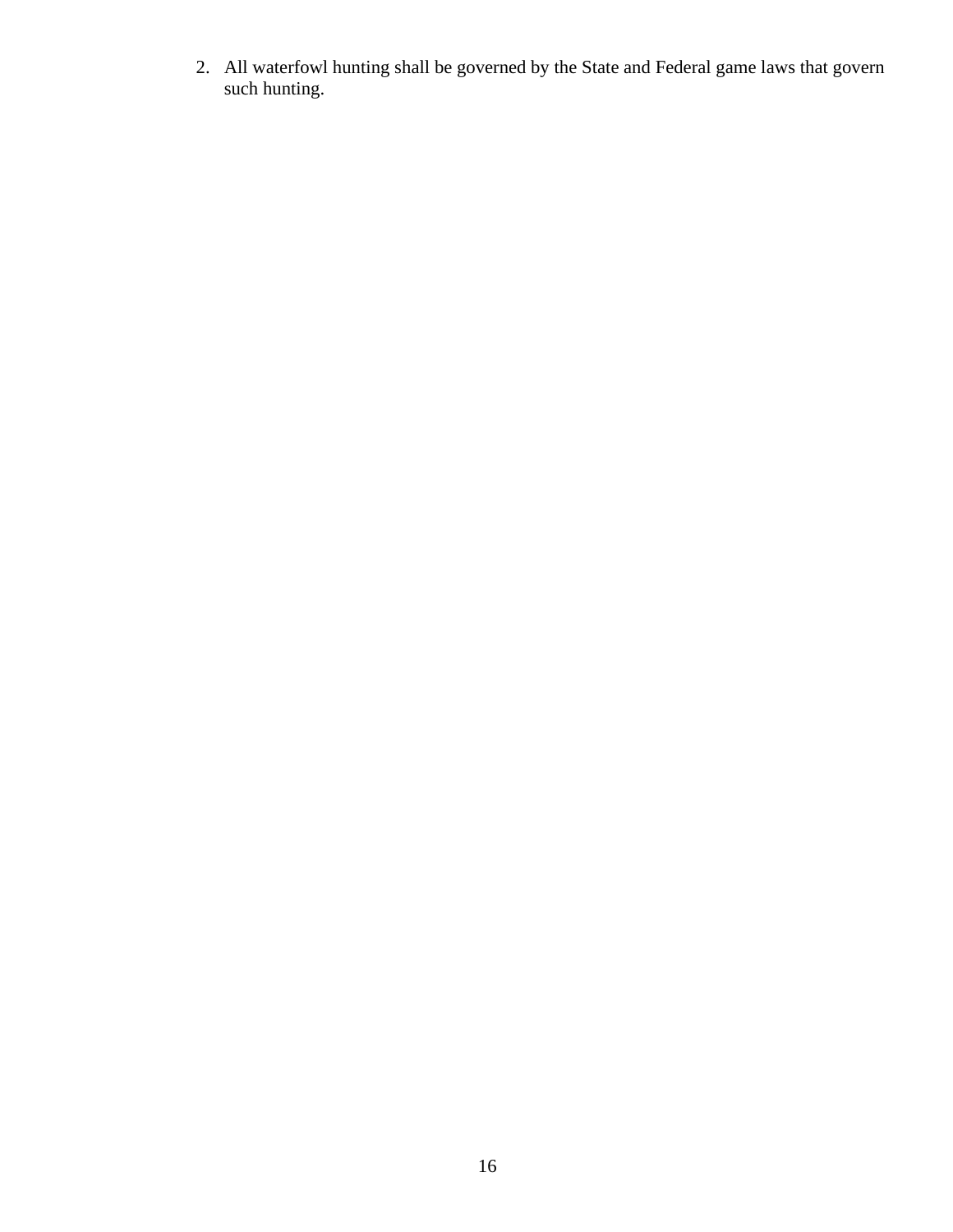2. All waterfowl hunting shall be governed by the State and Federal game laws that govern such hunting.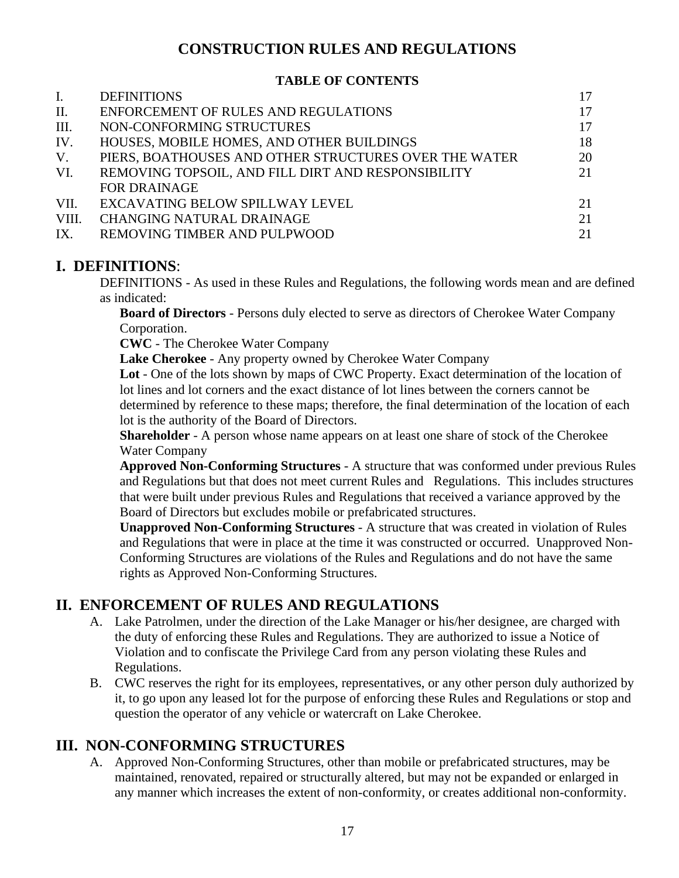# CONSTRUCTION RULES AND REGULATIONS

**TABLE OF CONTENTS**

| | | |
|---|---|---|
| I. | DEFINITIONS | 17 |
| II. | ENFORCEMENT OF RULES AND REGULATIONS | 17 |
| III. | NON-CONFORMING STRUCTURES | 17 |
| IV. | HOUSES, MOBILE HOMES, AND OTHER BUILDINGS | 18 |
| V. | PIERS, BOATHOUSES AND OTHER STRUCTURES OVER THE WATER | 20 |
| VI. | REMOVING TOPSOIL, AND FILL DIRT AND RESPONSIBILITY FOR DRAINAGE | 21 |
| VII. | EXCAVATING BELOW SPILLWAY LEVEL | 21 |
| VIII. | CHANGING NATURAL DRAINAGE | 21 |
| IX. | REMOVING TIMBER AND PULPWOOD | 21 |

## I. DEFINITIONS:

DEFINITIONS - As used in these Rules and Regulations, the following words mean and are defined as indicated:

**Board of Directors** - Persons duly elected to serve as directors of Cherokee Water Company Corporation.

**CWC** - The Cherokee Water Company

**Lake Cherokee** - Any property owned by Cherokee Water Company

**Lot** - One of the lots shown by maps of CWC Property. Exact determination of the location of lot lines and lot corners and the exact distance of lot lines between the corners cannot be determined by reference to these maps; therefore, the final determination of the location of each lot is the authority of the Board of Directors.

**Shareholder** - A person whose name appears on at least one share of stock of the Cherokee Water Company

**Approved Non-Conforming Structures** - A structure that was conformed under previous Rules and Regulations but that does not meet current Rules and Regulations. This includes structures that were built under previous Rules and Regulations that received a variance approved by the Board of Directors but excludes mobile or prefabricated structures.

**Unapproved Non-Conforming Structures** - A structure that was created in violation of Rules and Regulations that were in place at the time it was constructed or occurred. Unapproved Non-Conforming Structures are violations of the Rules and Regulations and do not have the same rights as Approved Non-Conforming Structures.

## II. ENFORCEMENT OF RULES AND REGULATIONS

A. Lake Patrolmen, under the direction of the Lake Manager or his/her designee, are charged with the duty of enforcing these Rules and Regulations. They are authorized to issue a Notice of Violation and to confiscate the Privilege Card from any person violating these Rules and Regulations.

B. CWC reserves the right for its employees, representatives, or any other person duly authorized by it, to go upon any leased lot for the purpose of enforcing these Rules and Regulations or stop and question the operator of any vehicle or watercraft on Lake Cherokee.

## III. NON-CONFORMING STRUCTURES

A. Approved Non-Conforming Structures, other than mobile or prefabricated structures, may be maintained, renovated, repaired or structurally altered, but may not be expanded or enlarged in any manner which increases the extent of non-conformity, or creates additional non-conformity.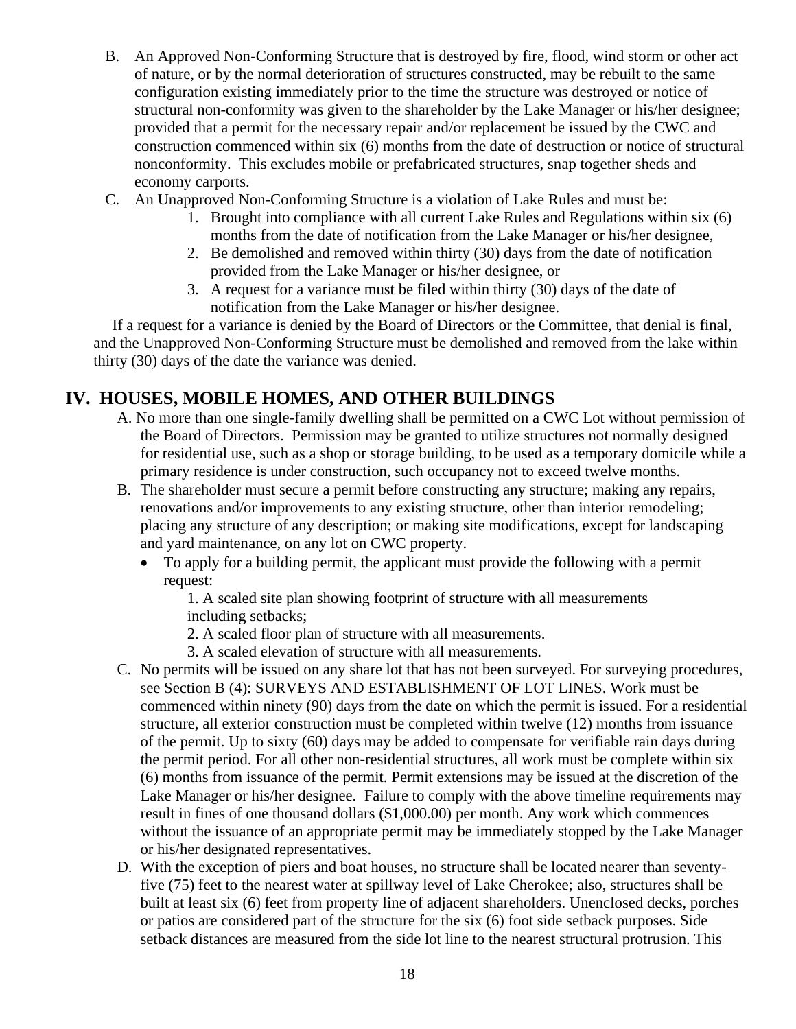B. An Approved Non-Conforming Structure that is destroyed by fire, flood, wind storm or other act of nature, or by the normal deterioration of structures constructed, may be rebuilt to the same configuration existing immediately prior to the time the structure was destroyed or notice of structural non-conformity was given to the shareholder by the Lake Manager or his/her designee; provided that a permit for the necessary repair and/or replacement be issued by the CWC and construction commenced within six (6) months from the date of destruction or notice of structural nonconformity. This excludes mobile or prefabricated structures, snap together sheds and economy carports.

C. An Unapproved Non-Conforming Structure is a violation of Lake Rules and must be:
   1. Brought into compliance with all current Lake Rules and Regulations within six (6) months from the date of notification from the Lake Manager or his/her designee,
   2. Be demolished and removed within thirty (30) days from the date of notification provided from the Lake Manager or his/her designee, or
   3. A request for a variance must be filed within thirty (30) days of the date of notification from the Lake Manager or his/her designee.

If a request for a variance is denied by the Board of Directors or the Committee, that denial is final, and the Unapproved Non-Conforming Structure must be demolished and removed from the lake within thirty (30) days of the date the variance was denied.

## IV. HOUSES, MOBILE HOMES, AND OTHER BUILDINGS

A. No more than one single-family dwelling shall be permitted on a CWC Lot without permission of the Board of Directors. Permission may be granted to utilize structures not normally designed for residential use, such as a shop or storage building, to be used as a temporary domicile while a primary residence is under construction, such occupancy not to exceed twelve months.

B. The shareholder must secure a permit before constructing any structure; making any repairs, renovations and/or improvements to any existing structure, other than interior remodeling; placing any structure of any description; or making site modifications, except for landscaping and yard maintenance, on any lot on CWC property.
   - To apply for a building permit, the applicant must provide the following with a permit request:
     1. A scaled site plan showing footprint of structure with all measurements including setbacks;
     2. A scaled floor plan of structure with all measurements.
     3. A scaled elevation of structure with all measurements.

C. No permits will be issued on any share lot that has not been surveyed. For surveying procedures, see Section B (4): SURVEYS AND ESTABLISHMENT OF LOT LINES. Work must be commenced within ninety (90) days from the date on which the permit is issued. For a residential structure, all exterior construction must be completed within twelve (12) months from issuance of the permit. Up to sixty (60) days may be added to compensate for verifiable rain days during the permit period. For all other non-residential structures, all work must be complete within six (6) months from issuance of the permit. Permit extensions may be issued at the discretion of the Lake Manager or his/her designee. Failure to comply with the above timeline requirements may result in fines of one thousand dollars ($1,000.00) per month. Any work which commences without the issuance of an appropriate permit may be immediately stopped by the Lake Manager or his/her designated representatives.

D. With the exception of piers and boat houses, no structure shall be located nearer than seventy-five (75) feet to the nearest water at spillway level of Lake Cherokee; also, structures shall be built at least six (6) feet from property line of adjacent shareholders. Unenclosed decks, porches or patios are considered part of the structure for the six (6) foot side setback purposes. Side setback distances are measured from the side lot line to the nearest structural protrusion. This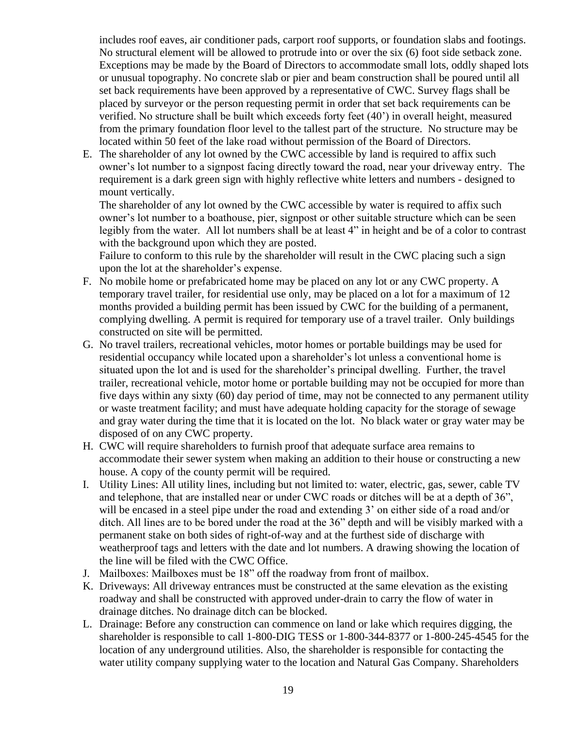includes roof eaves, air conditioner pads, carport roof supports, or foundation slabs and footings. No structural element will be allowed to protrude into or over the six (6) foot side setback zone. Exceptions may be made by the Board of Directors to accommodate small lots, oddly shaped lots or unusual topography. No concrete slab or pier and beam construction shall be poured until all set back requirements have been approved by a representative of CWC. Survey flags shall be placed by surveyor or the person requesting permit in order that set back requirements can be verified. No structure shall be built which exceeds forty feet (40') in overall height, measured from the primary foundation floor level to the tallest part of the structure. No structure may be located within 50 feet of the lake road without permission of the Board of Directors.

E. The shareholder of any lot owned by the CWC accessible by land is required to affix such owner's lot number to a signpost facing directly toward the road, near your driveway entry. The requirement is a dark green sign with highly reflective white letters and numbers - designed to mount vertically.

   The shareholder of any lot owned by the CWC accessible by water is required to affix such owner's lot number to a boathouse, pier, signpost or other suitable structure which can be seen legibly from the water. All lot numbers shall be at least 4" in height and be of a color to contrast with the background upon which they are posted.

   Failure to conform to this rule by the shareholder will result in the CWC placing such a sign upon the lot at the shareholder's expense.

F. No mobile home or prefabricated home may be placed on any lot or any CWC property. A temporary travel trailer, for residential use only, may be placed on a lot for a maximum of 12 months provided a building permit has been issued by CWC for the building of a permanent, complying dwelling. A permit is required for temporary use of a travel trailer. Only buildings constructed on site will be permitted.

G. No travel trailers, recreational vehicles, motor homes or portable buildings may be used for residential occupancy while located upon a shareholder's lot unless a conventional home is situated upon the lot and is used for the shareholder's principal dwelling. Further, the travel trailer, recreational vehicle, motor home or portable building may not be occupied for more than five days within any sixty (60) day period of time, may not be connected to any permanent utility or waste treatment facility; and must have adequate holding capacity for the storage of sewage and gray water during the time that it is located on the lot. No black water or gray water may be disposed of on any CWC property.

H. CWC will require shareholders to furnish proof that adequate surface area remains to accommodate their sewer system when making an addition to their house or constructing a new house. A copy of the county permit will be required.

I. Utility Lines: All utility lines, including but not limited to: water, electric, gas, sewer, cable TV and telephone, that are installed near or under CWC roads or ditches will be at a depth of 36", will be encased in a steel pipe under the road and extending 3' on either side of a road and/or ditch. All lines are to be bored under the road at the 36" depth and will be visibly marked with a permanent stake on both sides of right-of-way and at the furthest side of discharge with weatherproof tags and letters with the date and lot numbers. A drawing showing the location of the line will be filed with the CWC Office.

J. Mailboxes: Mailboxes must be 18" off the roadway from front of mailbox.

K. Driveways: All driveway entrances must be constructed at the same elevation as the existing roadway and shall be constructed with approved under-drain to carry the flow of water in drainage ditches. No drainage ditch can be blocked.

L. Drainage: Before any construction can commence on land or lake which requires digging, the shareholder is responsible to call 1-800-DIG TESS or 1-800-344-8377 or 1-800-245-4545 for the location of any underground utilities. Also, the shareholder is responsible for contacting the water utility company supplying water to the location and Natural Gas Company. Shareholders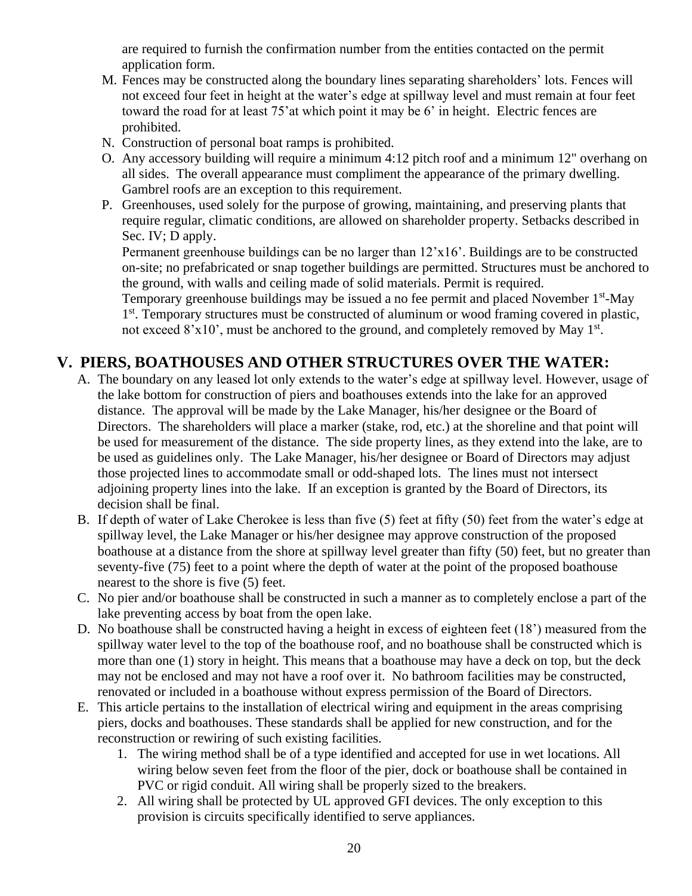are required to furnish the confirmation number from the entities contacted on the permit application form.

M. Fences may be constructed along the boundary lines separating shareholders' lots. Fences will not exceed four feet in height at the water's edge at spillway level and must remain at four feet toward the road for at least 75'at which point it may be 6' in height. Electric fences are prohibited.
N. Construction of personal boat ramps is prohibited.
O. Any accessory building will require a minimum 4:12 pitch roof and a minimum 12" overhang on all sides. The overall appearance must compliment the appearance of the primary dwelling. Gambrel roofs are an exception to this requirement.
P. Greenhouses, used solely for the purpose of growing, maintaining, and preserving plants that require regular, climatic conditions, are allowed on shareholder property. Setbacks described in Sec. IV; D apply.
   Permanent greenhouse buildings can be no larger than 12'x16'. Buildings are to be constructed on-site; no prefabricated or snap together buildings are permitted. Structures must be anchored to the ground, with walls and ceiling made of solid materials. Permit is required.
   Temporary greenhouse buildings may be issued a no fee permit and placed November 1st-May 1st. Temporary structures must be constructed of aluminum or wood framing covered in plastic, not exceed 8'x10', must be anchored to the ground, and completely removed by May 1st.

## V. PIERS, BOATHOUSES AND OTHER STRUCTURES OVER THE WATER:

A. The boundary on any leased lot only extends to the water's edge at spillway level. However, usage of the lake bottom for construction of piers and boathouses extends into the lake for an approved distance. The approval will be made by the Lake Manager, his/her designee or the Board of Directors. The shareholders will place a marker (stake, rod, etc.) at the shoreline and that point will be used for measurement of the distance. The side property lines, as they extend into the lake, are to be used as guidelines only. The Lake Manager, his/her designee or Board of Directors may adjust those projected lines to accommodate small or odd-shaped lots. The lines must not intersect adjoining property lines into the lake. If an exception is granted by the Board of Directors, its decision shall be final.
B. If depth of water of Lake Cherokee is less than five (5) feet at fifty (50) feet from the water's edge at spillway level, the Lake Manager or his/her designee may approve construction of the proposed boathouse at a distance from the shore at spillway level greater than fifty (50) feet, but no greater than seventy-five (75) feet to a point where the depth of water at the point of the proposed boathouse nearest to the shore is five (5) feet.
C. No pier and/or boathouse shall be constructed in such a manner as to completely enclose a part of the lake preventing access by boat from the open lake.
D. No boathouse shall be constructed having a height in excess of eighteen feet (18') measured from the spillway water level to the top of the boathouse roof, and no boathouse shall be constructed which is more than one (1) story in height. This means that a boathouse may have a deck on top, but the deck may not be enclosed and may not have a roof over it. No bathroom facilities may be constructed, renovated or included in a boathouse without express permission of the Board of Directors.
E. This article pertains to the installation of electrical wiring and equipment in the areas comprising piers, docks and boathouses. These standards shall be applied for new construction, and for the reconstruction or rewiring of such existing facilities.
   1. The wiring method shall be of a type identified and accepted for use in wet locations. All wiring below seven feet from the floor of the pier, dock or boathouse shall be contained in PVC or rigid conduit. All wiring shall be properly sized to the breakers.
   2. All wiring shall be protected by UL approved GFI devices. The only exception to this provision is circuits specifically identified to serve appliances.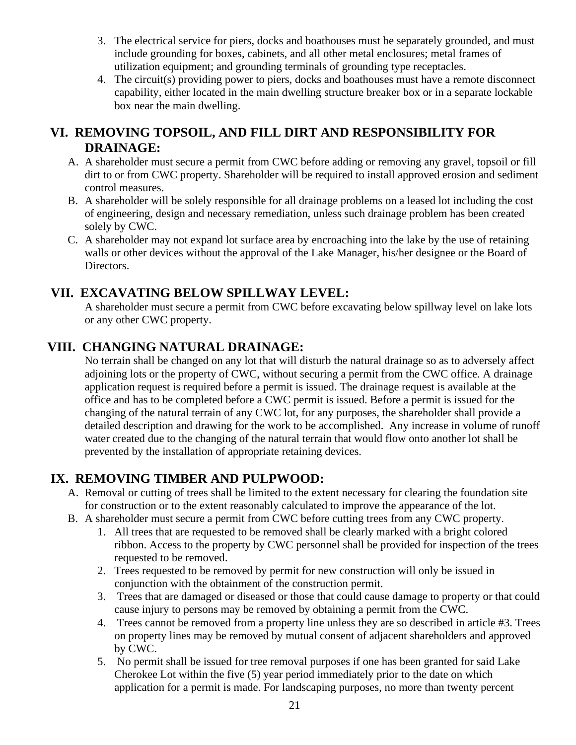3. The electrical service for piers, docks and boathouses must be separately grounded, and must include grounding for boxes, cabinets, and all other metal enclosures; metal frames of utilization equipment; and grounding terminals of grounding type receptacles.
4. The circuit(s) providing power to piers, docks and boathouses must have a remote disconnect capability, either located in the main dwelling structure breaker box or in a separate lockable box near the main dwelling.

## VI. REMOVING TOPSOIL, AND FILL DIRT AND RESPONSIBILITY FOR DRAINAGE:

A. A shareholder must secure a permit from CWC before adding or removing any gravel, topsoil or fill dirt to or from CWC property. Shareholder will be required to install approved erosion and sediment control measures.
B. A shareholder will be solely responsible for all drainage problems on a leased lot including the cost of engineering, design and necessary remediation, unless such drainage problem has been created solely by CWC.
C. A shareholder may not expand lot surface area by encroaching into the lake by the use of retaining walls or other devices without the approval of the Lake Manager, his/her designee or the Board of Directors.

## VII. EXCAVATING BELOW SPILLWAY LEVEL:

A shareholder must secure a permit from CWC before excavating below spillway level on lake lots or any other CWC property.

## VIII. CHANGING NATURAL DRAINAGE:

No terrain shall be changed on any lot that will disturb the natural drainage so as to adversely affect adjoining lots or the property of CWC, without securing a permit from the CWC office. A drainage application request is required before a permit is issued. The drainage request is available at the office and has to be completed before a CWC permit is issued. Before a permit is issued for the changing of the natural terrain of any CWC lot, for any purposes, the shareholder shall provide a detailed description and drawing for the work to be accomplished. Any increase in volume of runoff water created due to the changing of the natural terrain that would flow onto another lot shall be prevented by the installation of appropriate retaining devices.

## IX. REMOVING TIMBER AND PULPWOOD:

A. Removal or cutting of trees shall be limited to the extent necessary for clearing the foundation site for construction or to the extent reasonably calculated to improve the appearance of the lot.
B. A shareholder must secure a permit from CWC before cutting trees from any CWC property.
   1. All trees that are requested to be removed shall be clearly marked with a bright colored ribbon. Access to the property by CWC personnel shall be provided for inspection of the trees requested to be removed.
   2. Trees requested to be removed by permit for new construction will only be issued in conjunction with the obtainment of the construction permit.
   3. Trees that are damaged or diseased or those that could cause damage to property or that could cause injury to persons may be removed by obtaining a permit from the CWC.
   4. Trees cannot be removed from a property line unless they are so described in article #3. Trees on property lines may be removed by mutual consent of adjacent shareholders and approved by CWC.
   5. No permit shall be issued for tree removal purposes if one has been granted for said Lake Cherokee Lot within the five (5) year period immediately prior to the date on which application for a permit is made. For landscaping purposes, no more than twenty percent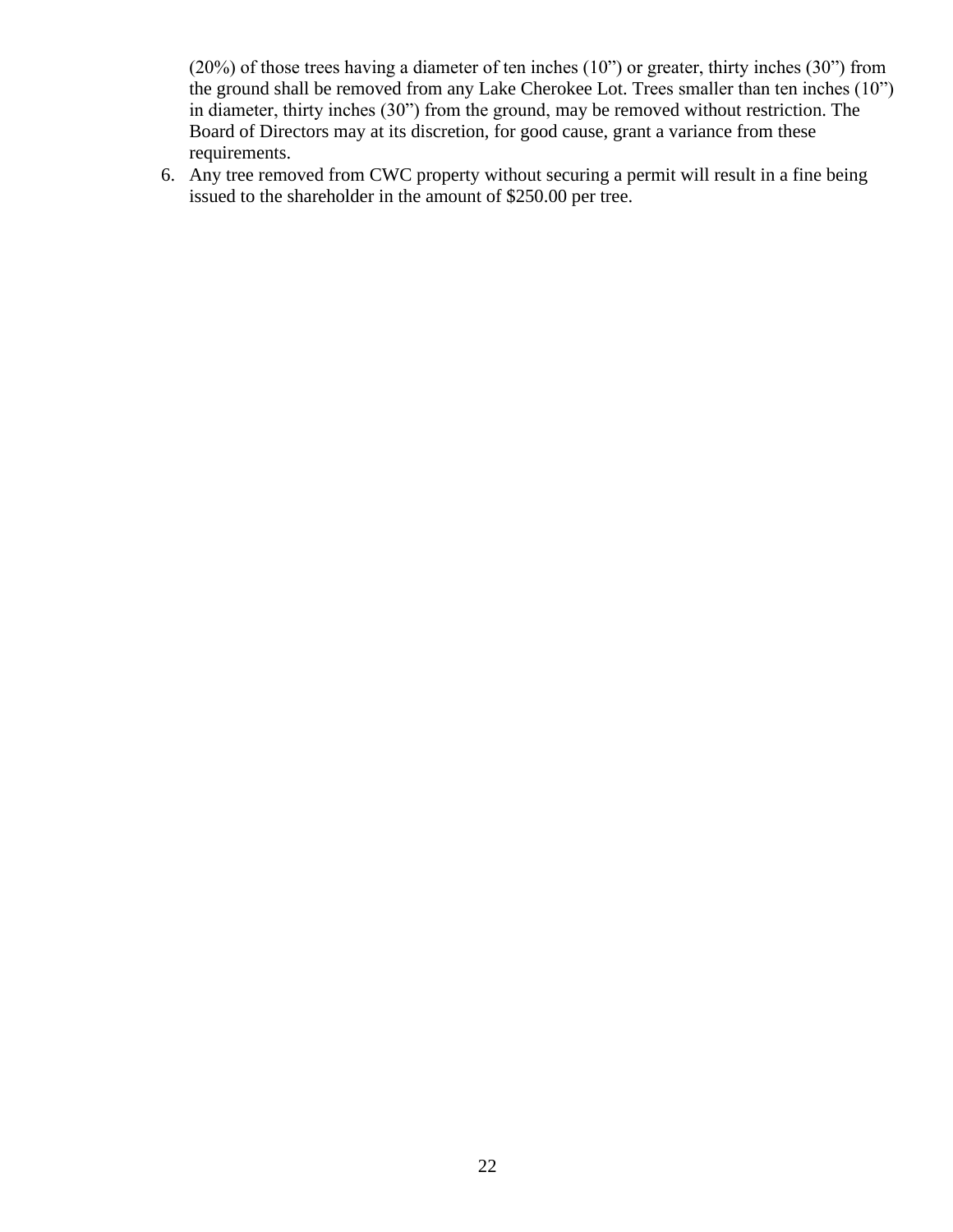(20%) of those trees having a diameter of ten inches (10”) or greater, thirty inches (30”) from the ground shall be removed from any Lake Cherokee Lot. Trees smaller than ten inches (10”) in diameter, thirty inches (30”) from the ground, may be removed without restriction. The Board of Directors may at its discretion, for good cause, grant a variance from these requirements.

6. Any tree removed from CWC property without securing a permit will result in a fine being issued to the shareholder in the amount of $250.00 per tree.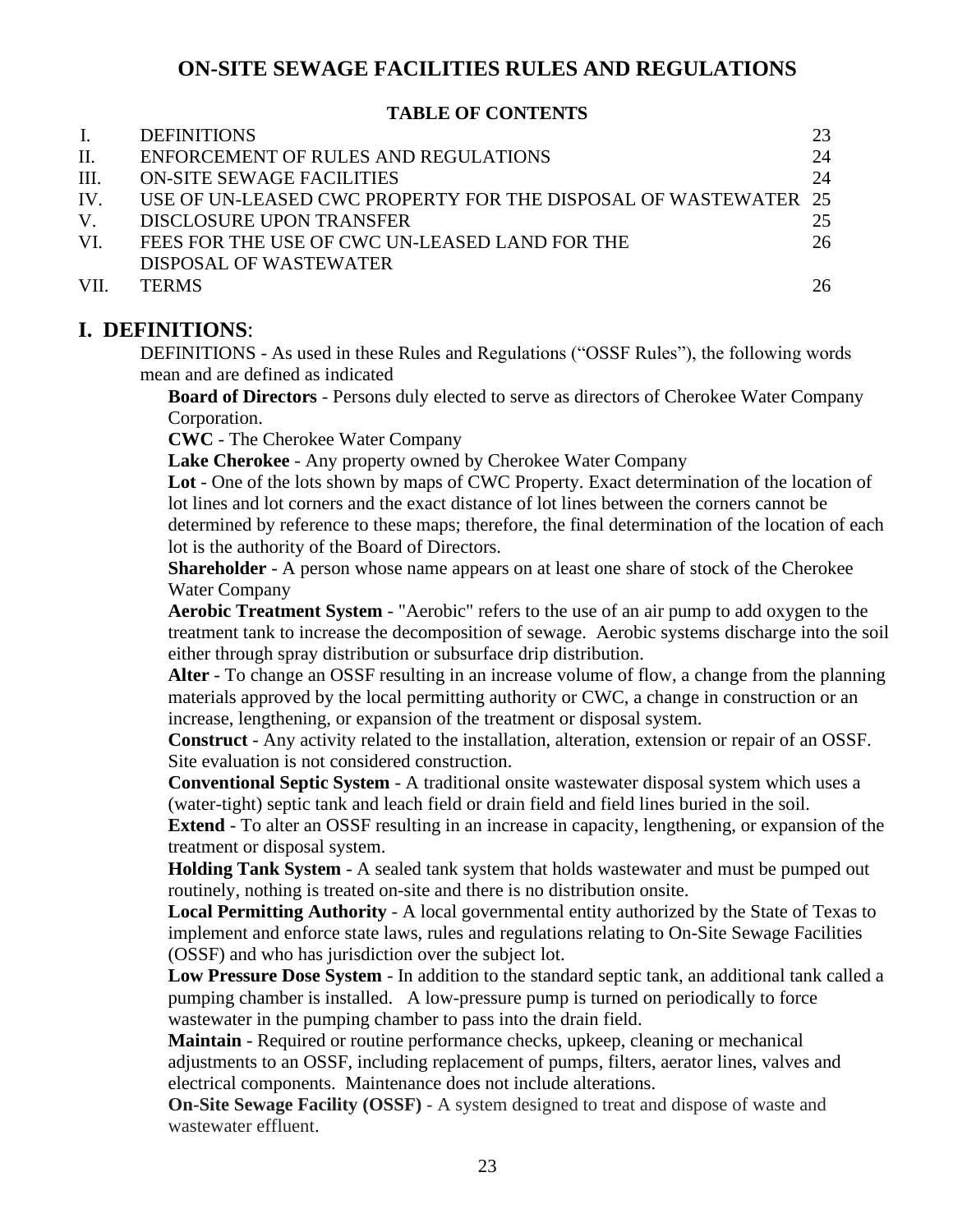# ON-SITE SEWAGE FACILITIES RULES AND REGULATIONS

### TABLE OF CONTENTS

| | | |
|---|---|---|
| I. | DEFINITIONS | 23 |
| II. | ENFORCEMENT OF RULES AND REGULATIONS | 24 |
| III. | ON-SITE SEWAGE FACILITIES | 24 |
| IV. | USE OF UN-LEASED CWC PROPERTY FOR THE DISPOSAL OF WASTEWATER | 25 |
| V. | DISCLOSURE UPON TRANSFER | 25 |
| VI. | FEES FOR THE USE OF CWC UN-LEASED LAND FOR THE DISPOSAL OF WASTEWATER | 26 |
| VII. | TERMS | 26 |

## I. DEFINITIONS:

DEFINITIONS - As used in these Rules and Regulations ("OSSF Rules"), the following words mean and are defined as indicated

**Board of Directors** - Persons duly elected to serve as directors of Cherokee Water Company Corporation.

**CWC** - The Cherokee Water Company

**Lake Cherokee** - Any property owned by Cherokee Water Company

**Lot** - One of the lots shown by maps of CWC Property. Exact determination of the location of lot lines and lot corners and the exact distance of lot lines between the corners cannot be determined by reference to these maps; therefore, the final determination of the location of each lot is the authority of the Board of Directors.

**Shareholder** - A person whose name appears on at least one share of stock of the Cherokee Water Company

**Aerobic Treatment System** - "Aerobic" refers to the use of an air pump to add oxygen to the treatment tank to increase the decomposition of sewage. Aerobic systems discharge into the soil either through spray distribution or subsurface drip distribution.

**Alter** - To change an OSSF resulting in an increase volume of flow, a change from the planning materials approved by the local permitting authority or CWC, a change in construction or an increase, lengthening, or expansion of the treatment or disposal system.

**Construct** - Any activity related to the installation, alteration, extension or repair of an OSSF. Site evaluation is not considered construction.

**Conventional Septic System** - A traditional onsite wastewater disposal system which uses a (water-tight) septic tank and leach field or drain field and field lines buried in the soil.

**Extend** - To alter an OSSF resulting in an increase in capacity, lengthening, or expansion of the treatment or disposal system.

**Holding Tank System** - A sealed tank system that holds wastewater and must be pumped out routinely, nothing is treated on-site and there is no distribution onsite.

**Local Permitting Authority** - A local governmental entity authorized by the State of Texas to implement and enforce state laws, rules and regulations relating to On-Site Sewage Facilities (OSSF) and who has jurisdiction over the subject lot.

**Low Pressure Dose System** - In addition to the standard septic tank, an additional tank called a pumping chamber is installed. A low-pressure pump is turned on periodically to force wastewater in the pumping chamber to pass into the drain field.

**Maintain** - Required or routine performance checks, upkeep, cleaning or mechanical adjustments to an OSSF, including replacement of pumps, filters, aerator lines, valves and electrical components. Maintenance does not include alterations.

**On-Site Sewage Facility (OSSF)** - A system designed to treat and dispose of waste and wastewater effluent.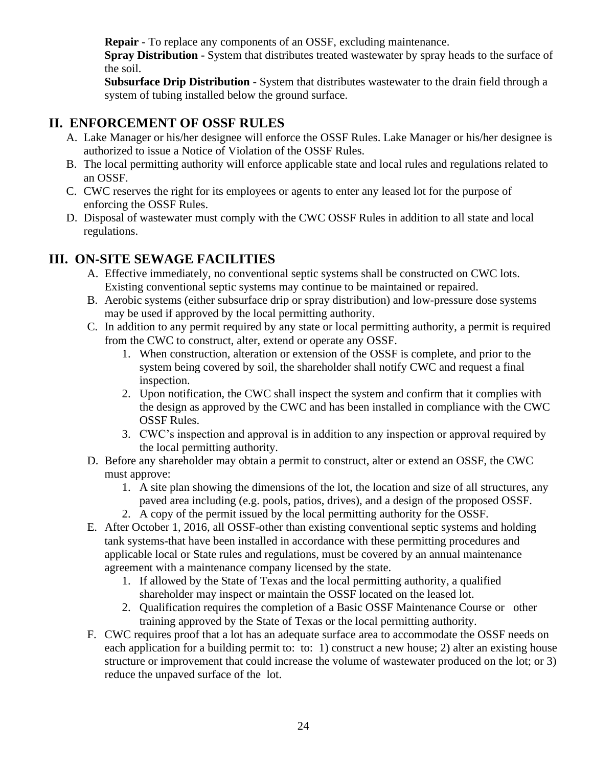**Repair** - To replace any components of an OSSF, excluding maintenance.
**Spray Distribution -** System that distributes treated wastewater by spray heads to the surface of the soil.
**Subsurface Drip Distribution** - System that distributes wastewater to the drain field through a system of tubing installed below the ground surface.

## II. ENFORCEMENT OF OSSF RULES

A. Lake Manager or his/her designee will enforce the OSSF Rules. Lake Manager or his/her designee is authorized to issue a Notice of Violation of the OSSF Rules.
B. The local permitting authority will enforce applicable state and local rules and regulations related to an OSSF.
C. CWC reserves the right for its employees or agents to enter any leased lot for the purpose of enforcing the OSSF Rules.
D. Disposal of wastewater must comply with the CWC OSSF Rules in addition to all state and local regulations.

## III. ON-SITE SEWAGE FACILITIES

A. Effective immediately, no conventional septic systems shall be constructed on CWC lots. Existing conventional septic systems may continue to be maintained or repaired.
B. Aerobic systems (either subsurface drip or spray distribution) and low-pressure dose systems may be used if approved by the local permitting authority.
C. In addition to any permit required by any state or local permitting authority, a permit is required from the CWC to construct, alter, extend or operate any OSSF.
   1. When construction, alteration or extension of the OSSF is complete, and prior to the system being covered by soil, the shareholder shall notify CWC and request a final inspection.
   2. Upon notification, the CWC shall inspect the system and confirm that it complies with the design as approved by the CWC and has been installed in compliance with the CWC OSSF Rules.
   3. CWC's inspection and approval is in addition to any inspection or approval required by the local permitting authority.
D. Before any shareholder may obtain a permit to construct, alter or extend an OSSF, the CWC must approve:
   1. A site plan showing the dimensions of the lot, the location and size of all structures, any paved area including (e.g. pools, patios, drives), and a design of the proposed OSSF.
   2. A copy of the permit issued by the local permitting authority for the OSSF.
E. After October 1, 2016, all OSSF-other than existing conventional septic systems and holding tank systems-that have been installed in accordance with these permitting procedures and applicable local or State rules and regulations, must be covered by an annual maintenance agreement with a maintenance company licensed by the state.
   1. If allowed by the State of Texas and the local permitting authority, a qualified shareholder may inspect or maintain the OSSF located on the leased lot.
   2. Qualification requires the completion of a Basic OSSF Maintenance Course or other training approved by the State of Texas or the local permitting authority.
F. CWC requires proof that a lot has an adequate surface area to accommodate the OSSF needs on each application for a building permit to: to: 1) construct a new house; 2) alter an existing house structure or improvement that could increase the volume of wastewater produced on the lot; or 3) reduce the unpaved surface of the lot.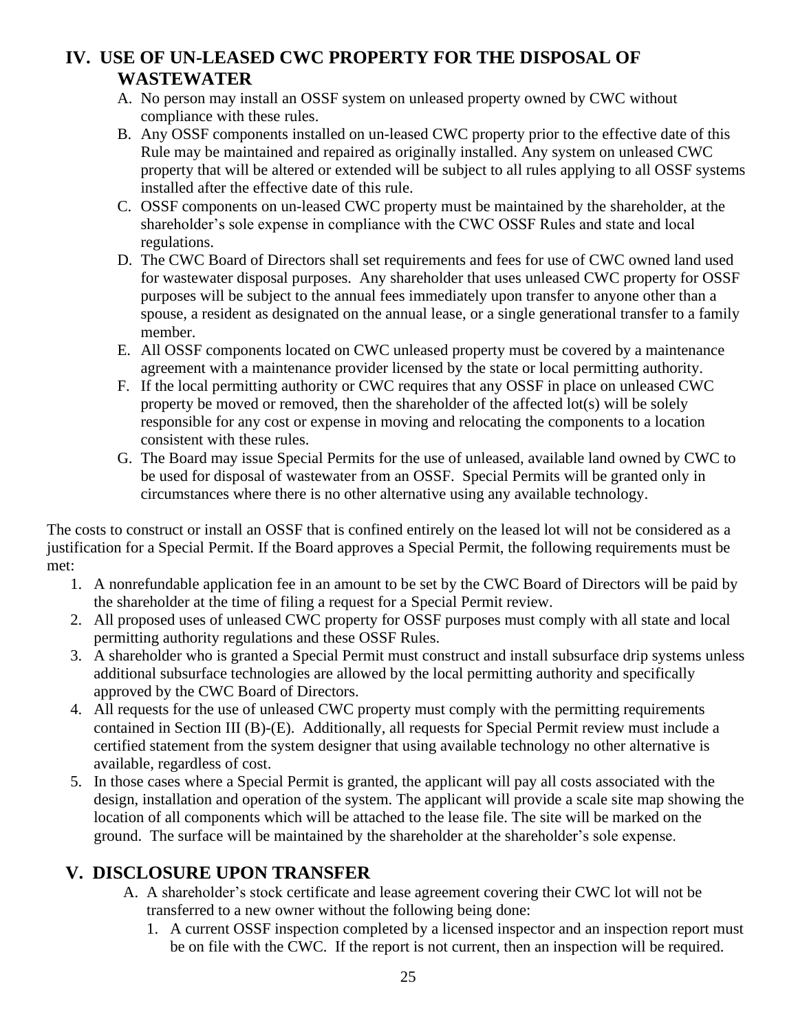## IV. USE OF UN-LEASED CWC PROPERTY FOR THE DISPOSAL OF WASTEWATER

A. No person may install an OSSF system on unleased property owned by CWC without compliance with these rules.

B. Any OSSF components installed on un-leased CWC property prior to the effective date of this Rule may be maintained and repaired as originally installed. Any system on unleased CWC property that will be altered or extended will be subject to all rules applying to all OSSF systems installed after the effective date of this rule.

C. OSSF components on un-leased CWC property must be maintained by the shareholder, at the shareholder's sole expense in compliance with the CWC OSSF Rules and state and local regulations.

D. The CWC Board of Directors shall set requirements and fees for use of CWC owned land used for wastewater disposal purposes. Any shareholder that uses unleased CWC property for OSSF purposes will be subject to the annual fees immediately upon transfer to anyone other than a spouse, a resident as designated on the annual lease, or a single generational transfer to a family member.

E. All OSSF components located on CWC unleased property must be covered by a maintenance agreement with a maintenance provider licensed by the state or local permitting authority.

F. If the local permitting authority or CWC requires that any OSSF in place on unleased CWC property be moved or removed, then the shareholder of the affected lot(s) will be solely responsible for any cost or expense in moving and relocating the components to a location consistent with these rules.

G. The Board may issue Special Permits for the use of unleased, available land owned by CWC to be used for disposal of wastewater from an OSSF. Special Permits will be granted only in circumstances where there is no other alternative using any available technology.

The costs to construct or install an OSSF that is confined entirely on the leased lot will not be considered as a justification for a Special Permit. If the Board approves a Special Permit, the following requirements must be met:

1. A nonrefundable application fee in an amount to be set by the CWC Board of Directors will be paid by the shareholder at the time of filing a request for a Special Permit review.
2. All proposed uses of unleased CWC property for OSSF purposes must comply with all state and local permitting authority regulations and these OSSF Rules.
3. A shareholder who is granted a Special Permit must construct and install subsurface drip systems unless additional subsurface technologies are allowed by the local permitting authority and specifically approved by the CWC Board of Directors.
4. All requests for the use of unleased CWC property must comply with the permitting requirements contained in Section III (B)-(E). Additionally, all requests for Special Permit review must include a certified statement from the system designer that using available technology no other alternative is available, regardless of cost.
5. In those cases where a Special Permit is granted, the applicant will pay all costs associated with the design, installation and operation of the system. The applicant will provide a scale site map showing the location of all components which will be attached to the lease file. The site will be marked on the ground. The surface will be maintained by the shareholder at the shareholder's sole expense.

## V. DISCLOSURE UPON TRANSFER

A. A shareholder's stock certificate and lease agreement covering their CWC lot will not be transferred to a new owner without the following being done:

   1. A current OSSF inspection completed by a licensed inspector and an inspection report must be on file with the CWC. If the report is not current, then an inspection will be required.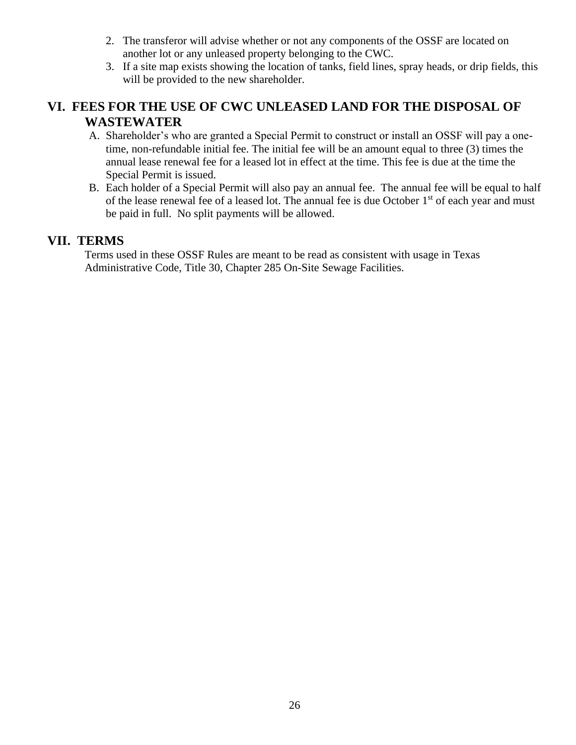2. The transferor will advise whether or not any components of the OSSF are located on another lot or any unleased property belonging to the CWC.
3. If a site map exists showing the location of tanks, field lines, spray heads, or drip fields, this will be provided to the new shareholder.

## VI. FEES FOR THE USE OF CWC UNLEASED LAND FOR THE DISPOSAL OF WASTEWATER

A. Shareholder's who are granted a Special Permit to construct or install an OSSF will pay a one-time, non-refundable initial fee. The initial fee will be an amount equal to three (3) times the annual lease renewal fee for a leased lot in effect at the time. This fee is due at the time the Special Permit is issued.

B. Each holder of a Special Permit will also pay an annual fee. The annual fee will be equal to half of the lease renewal fee of a leased lot. The annual fee is due October 1st of each year and must be paid in full. No split payments will be allowed.

## VII. TERMS

Terms used in these OSSF Rules are meant to be read as consistent with usage in Texas Administrative Code, Title 30, Chapter 285 On-Site Sewage Facilities.